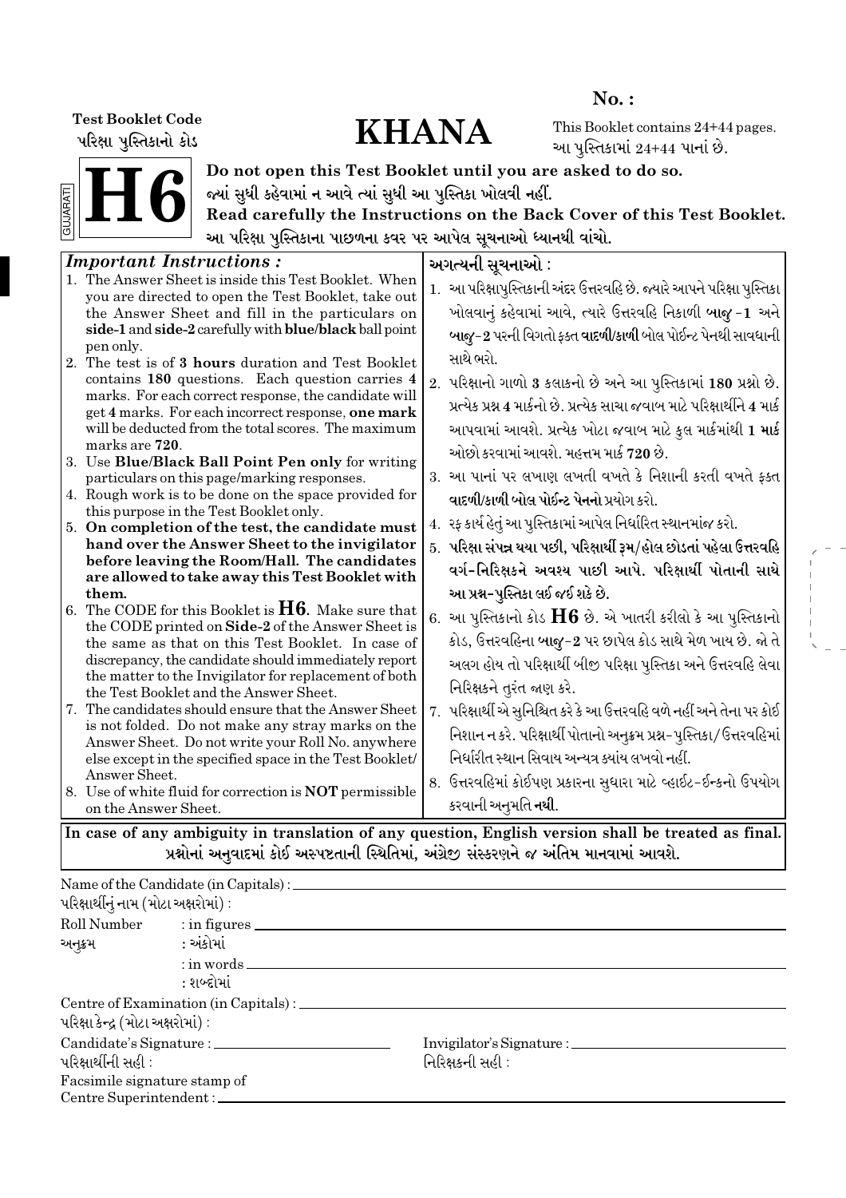No. :

**Test Booklet Code**
**પરિક્ષા પુસ્તિકાનો કોડ**

# KHANA

This Booklet contains 24+44 pages.
આ પુસ્તિકામાં 24+44 પાનાં છે.

# H6

GUJARATI

**Do not open this Test Booklet until you are asked to do so.**
**જ્યાં સુધી કહેવામાં ન આવે ત્યાં સુધી આ પુસ્તિકા ખોલવી નહીં.**
**Read carefully the Instructions on the Back Cover of this Test Booklet.**
**આ પરિક્ષા પુસ્તિકાના પાછળના કવર પર આપેલ સૂચનાઓ ધ્યાનથી વાંચો.**

***Important Instructions :***

1. The Answer Sheet is inside this Test Booklet. When you are directed to open the Test Booklet, take out the Answer Sheet and fill in the particulars on **side-1** and **side-2** carefully with **blue/black** ball point pen only.
2. The test is of **3 hours** duration and Test Booklet contains **180** questions. Each question carries **4** marks. For each correct response, the candidate will get **4** marks. For each incorrect response, **one mark** will be deducted from the total scores. The maximum marks are **720**.
3. Use **Blue/Black Ball Point Pen only** for writing particulars on this page/marking responses.
4. Rough work is to be done on the space provided for this purpose in the Test Booklet only.
5. **On completion of the test, the candidate must hand over the Answer Sheet to the invigilator before leaving the Room/Hall. The candidates are allowed to take away this Test Booklet with them.**
6. The CODE for this Booklet is **H6**. Make sure that the CODE printed on **Side-2** of the Answer Sheet is the same as that on this Test Booklet. In case of discrepancy, the candidate should immediately report the matter to the Invigilator for replacement of both the Test Booklet and the Answer Sheet.
7. The candidates should ensure that the Answer Sheet is not folded. Do not make any stray marks on the Answer Sheet. Do not write your Roll No. anywhere else except in the specified space in the Test Booklet/Answer Sheet.
8. Use of white fluid for correction is **NOT** permissible on the Answer Sheet.

**અગત્યની સૂચનાઓ :**

1. આ પરિક્ષાપુસ્તિકાની અંદર ઉત્તરવહિ છે. જ્યારે આપને પરિક્ષા પુસ્તિકા ખોલવાનું કહેવામાં આવે, ત્યારે ઉત્તરવહિ નિકાળી **બાજુ-1** અને **બાજુ-2** પરની વિગતો ફક્ત **વાદળી/કાળી** બોલ પોઇન્ટ પેનથી સાવધાની સાથે ભરો.
2. પરિક્ષાનો ગાળો **3** કલાકનો છે અને આ પુસ્તિકામાં **180** પ્રશ્નો છે. પ્રત્યેક પ્રશ્ન **4** માર્કનો છે. પ્રત્યેક સાચા જવાબ માટે પરિક્ષાર્થીને **4** માર્ક આપવામાં આવશે. પ્રત્યેક ખોટા જવાબ માટે કુલ માર્કમાંથી **1 માર્ક** ઓછો કરવામાં આવશે. મહત્તમ માર્ક **720** છે.
3. આ પાનાં પર લખાણ લખતી વખતે કે નિશાની કરતી વખતે ફક્ત **વાદળી/કાળી બોલ પોઇન્ટ પેનનો** પ્રયોગ કરો.
4. રફ કાર્ય હેતું આ પુસ્તિકામાં આપેલ નિર્ધારિત સ્થાનમાંજ કરો.
5. **પરિક્ષા સંપન્ન થયા પછી, પરિક્ષાર્થી રૂમ/હોલ છોડતાં પહેલા ઉત્તરવહિ વર્ગ-નિરિક્ષકને અવશ્ય પાછી આપે. પરિક્ષાર્થી પોતાની સાથે આ પ્રશ્ન-પુસ્તિકા લઈ જઈ શકે છે.**
6. આ પુસ્તિકાનો કોડ **H6** છે. એ ખાતરી કરીલો કે આ પુસ્તિકાનો કોડ, ઉત્તરવહિના **બાજુ-2** પર છાપેલ કોડ સાથે મેળ ખાય છે. જો તે અલગ હોય તો પરિક્ષાર્થી બીજી પરિક્ષા પુસ્તિકા અને ઉત્તરવહિ લેવા નિરિક્ષકને તુરંત જાણ કરે.
7. પરિક્ષાર્થી એ સુનિશ્ચિત કરે કે આ ઉત્તરવહિ વળે નહીં અને તેના પર કોઈ નિશાન ન કરે. પરિક્ષાર્થી પોતાનો અનુક્રમ પ્રશ્ન-પુસ્તિકા/ઉત્તરવહિમાં નિર્ધારીત સ્થાન સિવાય અન્યત્ર ક્યાંય લખવો નહીં.
8. ઉત્તરવહિમાં કોઈપણ પ્રકારના સુધારા માટે વ્હાઈટ-ઈન્કનો ઉપયોગ કરવાની અનુમતિ **નથી**.

**In case of any ambiguity in translation of any question, English version shall be treated as final.**
**પ્રશ્નોનાં અનુવાદમાં કોઈ અસ્પષ્ટતાની સ્થિતિમાં, અંગ્રેજી સંસ્કરણને જ અંતિમ માનવામાં આવશે.**

Name of the Candidate (in Capitals) : ______________________
પરિક્ષાર્થીનું નામ (મોટા અક્ષરોમાં) :

Roll Number : in figures ______________________
અનુક્રમ : અંકોમાં
: in words ______________________
: શબ્દોમાં

Centre of Examination (in Capitals) : ______________________
પરિક્ષા કેન્દ્ર (મોટા અક્ષરોમાં) :

Candidate's Signature : ______________________ Invigilator's Signature : ______________________
પરિક્ષાર્થીની સહી : નિરિક્ષકની સહી :

Facsimile signature stamp of
Centre Superintendent : ______________________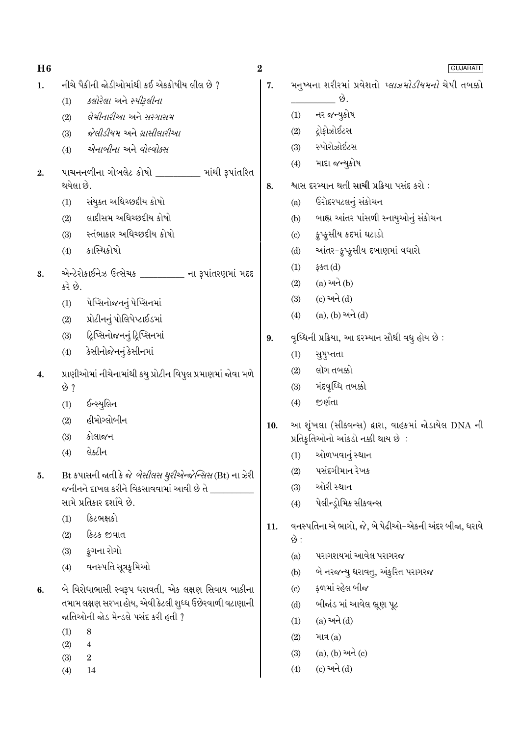1. નીચે પૈકીની જોડીઓમાંથી કઈ એકકોષીય લીલ છે ?
   (1) *ક્લોરેલા* અને *સ્પીરૂલીના*
   (2) *લેમીનારીઆ* અને *સરગાસમ*
   (3) *જેલીડીયમ* અને *ગ્રાસીલારીઆ*
   (4) *એનાબીના* અને *વોલ્વોક્સ*

2. પાચનનળીના ગોબલેટ કોષો __________ માંથી રૂપાંતરિત થયેલા છે.
   (1) સંયુક્ત અધિચ્છદીય કોષો
   (2) લાદીસમ અધિચ્છદીય કોષો
   (3) સ્તંભાકાર અધિચ્છદીય કોષો
   (4) કાસ્થિકોષો

3. એન્ટેરોકાઈનેઝ ઉત્સેચક __________ ના રૂપાંતરણમાં મદદ કરે છે.
   (1) પેપ્સિનોજનનું પેપ્સિનમાં
   (2) પ્રોટીનનું પોલિપેપ્ટાઈડમાં
   (3) ટ્રિપ્સિનોજનનું ટ્રિપ્સિનમાં
   (4) કેસીનોજેનનું કેસીનમાં

4. પ્રાણીઓમાં નીચેનામાંથી કયુ પ્રોટીન વિપુલ પ્રમાણમાં જોવા મળે છે ?
   (1) ઈન્સ્યુલિન
   (2) હીમોગ્લોબીન
   (3) કોલાજન
   (4) લેક્ટીન

5. Bt કપાસની જાતી કે જે *બેસીલસ થુરીએન્જેન્સિસ* (Bt) ના ઝેરી જનીનને દાખલ કરીને વિકસાવવામાં આવી છે તે __________ સામે પ્રતિકાર દર્શાવે છે.
   (1) કિટભક્ષકો
   (2) કિટક જીવાત
   (3) ફુગના રોગો
   (4) વનસ્પતિ સૂત્રકૃમિઓ

6. બે વિરોધાભાસી સ્વરૂપ ધરાવતી, એક લક્ષણ સિવાય બાકીના તમામ લક્ષણ સરખા હોય, એવી કેટલી શુધ્ધ ઉછેરવાળી વટાણાની જાતિઓની જોડ મેન્ડલે પસંદ કરી હતી ?
   (1) 8
   (2) 4
   (3) 2
   (4) 14

7. મનુષ્યના શરીરમાં પ્રવેશતો *પ્લાઝમોડીયમનો* ચેપી તબક્કો __________ છે.
   (1) નર જન્યુકોષ
   (2) ટ્રોફોઝોઈટસ
   (3) સ્પોરોઝોઈટસ
   (4) માદા જન્યુકોષ

8. શ્વાસ દરમ્યાન થતી **સાચી** પ્રક્રિયા પસંદ કરો :
   (a) ઉરોદરપટલનું સંકોચન
   (b) બાહ્ય આંતર પાંસળી સ્નાયુઓનું સંકોચન
   (c) ફુપ્ફુસીય કદમાં ઘટાડો
   (d) આંતર-ફુપ્ફુસીય દબાણમાં વધારો
   (1) ફક્ત (d)
   (2) (a) અને (b)
   (3) (c) અને (d)
   (4) (a), (b) અને (d)

9. વૃધ્ધિની પ્રક્રિયા, આ દરમ્યાન સૌથી વધુ હોય છે :
   (1) સુષુપ્તતા
   (2) લૉગ તબક્કો
   (3) મંદવૃધ્ધિ તબક્કો
   (4) જીર્ણતા

10. આ શૃંખલા (સીકવન્સ) દ્વારા, વાહકમાં જોડાયેલ DNA ની પ્રતિકૃતિઓનો આંકડો નક્કી થાય છે :
   (1) ઓળખવાનું સ્થાન
   (2) પસંદગીમાન રેખક
   (3) ઓરી સ્થાન
   (4) પેલીન્ડ્રોમિક સીકવન્સ

11. વનસ્પતિના એ ભાગો, જે, બે પેઢીઓ-એકની અંદર બીજા, ધરાવે છે :
   (a) પરાગશયમાં આવેલ પરાગરજ
   (b) બે નરજન્યુ ધરાવતુ, અંકુરિત પરાગરજ
   (c) ફળમાં રહેલ બીજ
   (d) બીજાંડ માં આવેલ ભ્રૂણ પૂટ
   (1) (a) અને (d)
   (2) માત્ર (a)
   (3) (a), (b) અને (c)
   (4) (c) અને (d)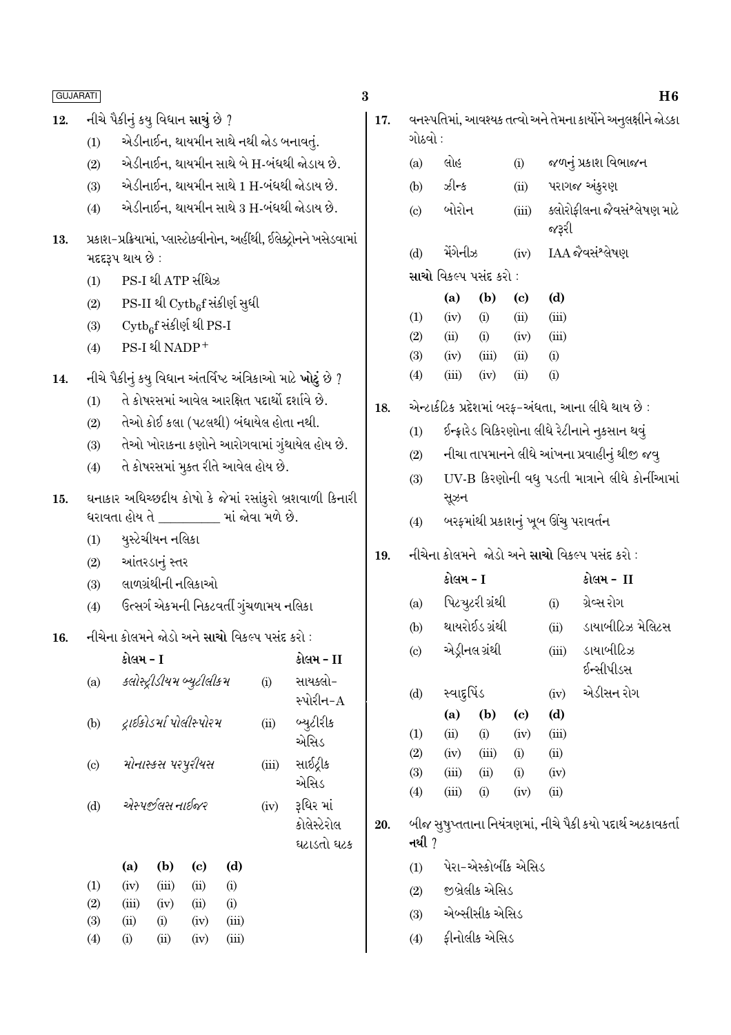12. નીચે પૈકીનું કયુ વિધાન સાચું છે ?

(1) એડીનાઈન, થાયમીન સાથે નથી જોડ બનાવતું.

(2) એડીનાઈન, થાયમીન સાથે બે H-બંધથી જોડાય છે.

(3) એડીનાઈન, થાયમીન સાથે 1 H-બંધથી જોડાય છે.

(4) એડીનાઈન, થાયમીન સાથે 3 H-બંધથી જોડાય છે.

13. પ્રકાશ-પ્રક્રિયામાં, પ્લાસ્ટોક્વીનોન, અહીંથી, ઈલેક્ટ્રોનને ખસેડવામાં મદદરૂપ થાય છે :

(1) PS-I થી ATP સીંથેઝ

(2) PS-II થી $Cytb_6f$ સંકીર્ણ સુધી

(3) $Cytb_6f$ સંકીર્ણ થી PS-I

(4) PS-I થી $NADP^+$

14. નીચે પૈકીનું કયુ વિધાન અંતર્વિષ્ટ અંત્રિકાઓ માટે **ખોટું** છે ?

(1) તે કોષરસમાં આવેલ આરક્ષિત પદાર્થો દર્શાવે છે.

(2) તેઓ કોઈ કલા (પટલથી) બંધાયેલ હોતા નથી.

(3) તેઓ ખોરાકના કણોને આરોગવામાં ગુંથાયેલ હોય છે.

(4) તે કોષરસમાં મુક્ત રીતે આવેલ હોય છે.

15. ઘનાકાર અધિચ્છદીય કોષો કે જેમાં રસાંકુરો બ્રશવાળી કિનારી ધરાવતા હોય તે __________ માં જોવા મળે છે.

(1) યુસ્ટેચીયન નલિકા

(2) આંતરડાનું સ્તર

(3) લાળગ્રંથીની નલિકાઓ

(4) ઉત્સર્ગ એકમની નિકટવર્તી ગુંચળામય નલિકા

16. નીચેના કોલમને જોડો અને **સાચો** વિકલ્પ પસંદ કરો :

| | કોલમ - I | | કોલમ - II |
|---|---|---|---|
| (a) | *ક્લોસ્ટ્રીડીયમ બ્યુટીલીકમ* | (i) | સાયક્લો-સ્પોરીન-A |
| (b) | *ટ્રાઈકોડર્મા પોલીસ્પોરમ* | (ii) | બ્યુટીરીક એસિડ |
| (c) | *મોનાસ્કસ પરપુરીયસ* | (iii) | સાઈટ્રીક એસિડ |
| (d) | *એસ્પર્જીલસ નાઈજર* | (iv) | રૂધિર માં કોલેસ્ટેરોલ ઘટાડતો ઘટક |

| | (a) | (b) | (c) | (d) |
|---|---|---|---|---|
| (1) | (iv) | (iii) | (ii) | (i) |
| (2) | (iii) | (iv) | (ii) | (i) |
| (3) | (ii) | (i) | (iv) | (iii) |
| (4) | (i) | (ii) | (iv) | (iii) |

17. વનસ્પતિમાં, આવશ્યક તત્વો અને તેમના કાર્યોને અનુલક્ષીને જોડકા ગોઠવો :

| | | | |
|---|---|---|---|
| (a) | લોહ | (i) | જળનું પ્રકાશ વિભાજન |
| (b) | ઝીન્ક | (ii) | પરાગજ અંકુરણ |
| (c) | બોરોન | (iii) | ક્લોરોફીલના જૈવસંશ્લેષણ માટે જરૂરી |
| (d) | મેંગેનીઝ | (iv) | IAA જૈવસંશ્લેષણ |

**સાચો** વિકલ્પ પસંદ કરો :

| | (a) | (b) | (c) | (d) |
|---|---|---|---|---|
| (1) | (iv) | (i) | (ii) | (iii) |
| (2) | (ii) | (i) | (iv) | (iii) |
| (3) | (iv) | (iii) | (ii) | (i) |
| (4) | (iii) | (iv) | (ii) | (i) |

18. એન્ટાર્કટિક પ્રદેશમાં બરફ-અંધતા, આના લીધે થાય છે :

(1) ઈન્ફ્રારેડ વિકિરણોના લીધે રેટીનાને નુકસાન થવું

(2) નીચા તાપમાનને લીધે આંખના પ્રવાહીનું થીજી જવુ

(3) UV-B કિરણોની વધુ પડતી માત્રાને લીધે કોર્નીઆમાં સૂઝન

(4) બરફમાંથી પ્રકાશનું ખૂબ ઊંચુ પરાવર્તન

19. નીચેના કોલમને જોડો અને **સાચો** વિકલ્પ પસંદ કરો :

| | કોલમ - I | | કોલમ - II |
|---|---|---|---|
| (a) | પિટ્યુટરી ગ્રંથી | (i) | ગ્રેવ્સ રોગ |
| (b) | થાયરોઈડ ગ્રંથી | (ii) | ડાયાબીટિઝ મેલિટસ |
| (c) | એડ્રીનલ ગ્રંથી | (iii) | ડાયાબીટિઝ ઈન્સીપીડસ |
| (d) | સ્વાદુપિંડ | (iv) | એડીસન રોગ |

| | (a) | (b) | (c) | (d) |
|---|---|---|---|---|
| (1) | (ii) | (i) | (iv) | (iii) |
| (2) | (iv) | (iii) | (i) | (ii) |
| (3) | (iii) | (ii) | (i) | (iv) |
| (4) | (iii) | (i) | (iv) | (ii) |

20. બીજ સુષુપ્તતાના નિયંત્રણમાં, નીચે પૈકી કયો પદાર્થ અટકાવકર્તા **નથી** ?

(1) પેરા-એસ્કોર્બીક એસિડ

(2) જીબ્રેલીક એસિડ

(3) એબ્સીસીક એસિડ

(4) ફીનોલીક એસિડ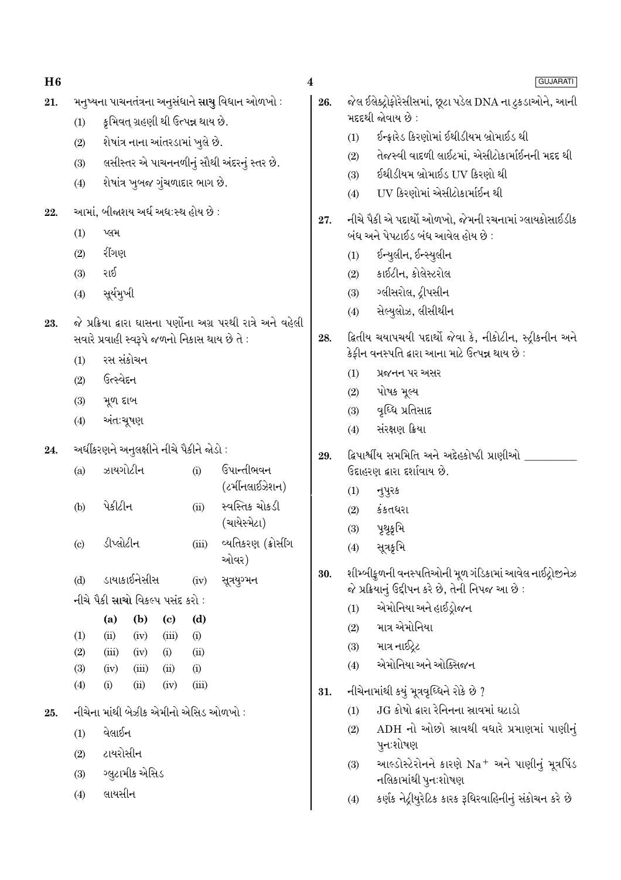21. મનુષ્યના પાચનતંત્રના અનુસંધાને **સાચુ** વિધાન ઓળખો :

    (1) કૃમિવત્ ગ્રહણી થી ઉત્પન્ન થાય છે.
    
    (2) શેષાંત્ર નાના આંતરડામાં ખુલે છે.
    
    (3) લસીસ્તર એ પાચનનળીનું સૌથી અંદરનું સ્તર છે.
    
    (4) શેષાંત્ર ખુબજ ગુંચળાદાર ભાગ છે.

22. આમાં, બીજાશય અર્ધ અધઃસ્થ હોય છે :

    (1) પ્લમ
    
    (2) રીંગણ
    
    (3) રાઈ
    
    (4) સૂર્યમુખી

23. જે પ્રક્રિયા દ્વારા ઘાસના પર્ણોના અગ્ર પરથી રાત્રે અને વહેલી સવારે પ્રવાહી સ્વરૂપે જળનો નિકાસ થાય છે તે :

    (1) રસ સંકોચન
    
    (2) ઉત્સ્વેદન
    
    (3) મૂળ દાબ
    
    (4) અંતઃચૂષણ

24. અર્ધીકરણને અનુલક્ષીને નીચે પૈકીને જોડો :

| | | | |
|---|---|---|---|
| (a) | ઝાયગોટીન | (i) | ઉપાન્તીભવન (ટર્મીનલાઈઝેશન) |
| (b) | પેકીટીન | (ii) | સ્વસ્તિક ચોકડી (ચાયેસ્મેટા) |
| (c) | ડીપ્લોટીન | (iii) | વ્યતિકરણ (ક્રોસીંગ ઓવર) |
| (d) | ડાયાકાઈનેસીસ | (iv) | સૂત્રયુગ્મન |

નીચે પૈકી **સાચો** વિકલ્પ પસંદ કરો :

| | (a) | (b) | (c) | (d) |
|---|---|---|---|---|
| (1) | (ii) | (iv) | (iii) | (i) |
| (2) | (iii) | (iv) | (i) | (ii) |
| (3) | (iv) | (iii) | (ii) | (i) |
| (4) | (i) | (ii) | (iv) | (iii) |

25. નીચેના માંથી બેઝીક એમીનો એસિડ ઓળખો :

    (1) વેલાઈન
    
    (2) ટાયરોસીન
    
    (3) ગ્લુટામીક એસિડ
    
    (4) લાયસીન

26. જેલ ઈલેક્ટ્રોફોરેસીસમાં, છૂટા પડેલ DNA ના ટુકડાઓને, આની મદદથી જોવાય છે :

    (1) ઈન્ફ્રારેડ કિરણોમાં ઈથીડીયમ બ્રોમાઈડ થી
    
    (2) તેજસ્વી વાદળી લાઈટમાં, એસીટોકાર્માઈનની મદદ થી
    
    (3) ઈથીડીયમ બ્રોમાઈડ UV કિરણો થી
    
    (4) UV કિરણોમાં એસીટોકાર્માઈન થી

27. નીચે પૈકી એ પદાર્થો ઓળખો, જેમની રચનામાં ગ્લાયકોસાઈડીક બંધ અને પેપટાઈડ બંધ આવેલ હોય છે :

    (1) ઈન્યુલીન, ઈન્સ્યુલીન
    
    (2) કાઈટીન, કોલેસ્ટરોલ
    
    (3) ગ્લીસરોલ, ટ્રીપસીન
    
    (4) સેલ્યુલોઝ, લીસીથીન

28. દ્વિતીય ચયાપચયી પદાર્થો જેવા કે, નીકોટીન, સ્ટ્રીક્નીન અને કેફીન વનસ્પતિ દ્વારા આના માટે ઉત્પન્ન થાય છે :

    (1) પ્રજનન પર અસર
    
    (2) પોષક મૂલ્ય
    
    (3) વૃધ્ધિ પ્રતિસાદ
    
    (4) સંરક્ષણ ક્રિયા

29. દ્વિપાર્શ્વીય સમમિતિ અને અદેહકોષ્ઠી પ્રાણીઓ __________ ઉદાહરણ દ્વારા દર્શાવાય છે.

    (1) નુપુરક
    
    (2) કંકતધરા
    
    (3) પૃથુકૃમિ
    
    (4) સૂત્રકૃમિ

30. શીમ્બીકુળની વનસ્પતિઓની મૂળ ગંડિકામાં આવેલ નાઈટ્રોજીનેઝ જે પ્રક્રિયાનું ઉદ્દીપન કરે છે, તેની નિપજ આ છે :

    (1) એમોનિયા અને હાઈડ્રોજન
    
    (2) માત્ર એમોનિયા
    
    (3) માત્ર નાઈટ્રેટ
    
    (4) એમોનિયા અને ઓક્સિજન

31. નીચેનામાંથી કયું મૂત્રવૃધ્ધિને રોકે છે ?

    (1) JG કોષો દ્વારા રેનિનના સ્રાવમાં ઘટાડો
    
    (2) ADH નો ઓછો સ્રાવથી વધારે પ્રમાણમાં પાણીનું પુનઃશોષણ
    
    (3) આલ્ડોસ્ટેરોનને કારણે $Na^+$ અને પાણીનું મૂત્રપિંડ નલિકામાંથી પુનઃશોષણ
    
    (4) કર્ણક નેટ્રીયુરેટિક કારક રૂધિરવાહિનીનું સંકોચન કરે છે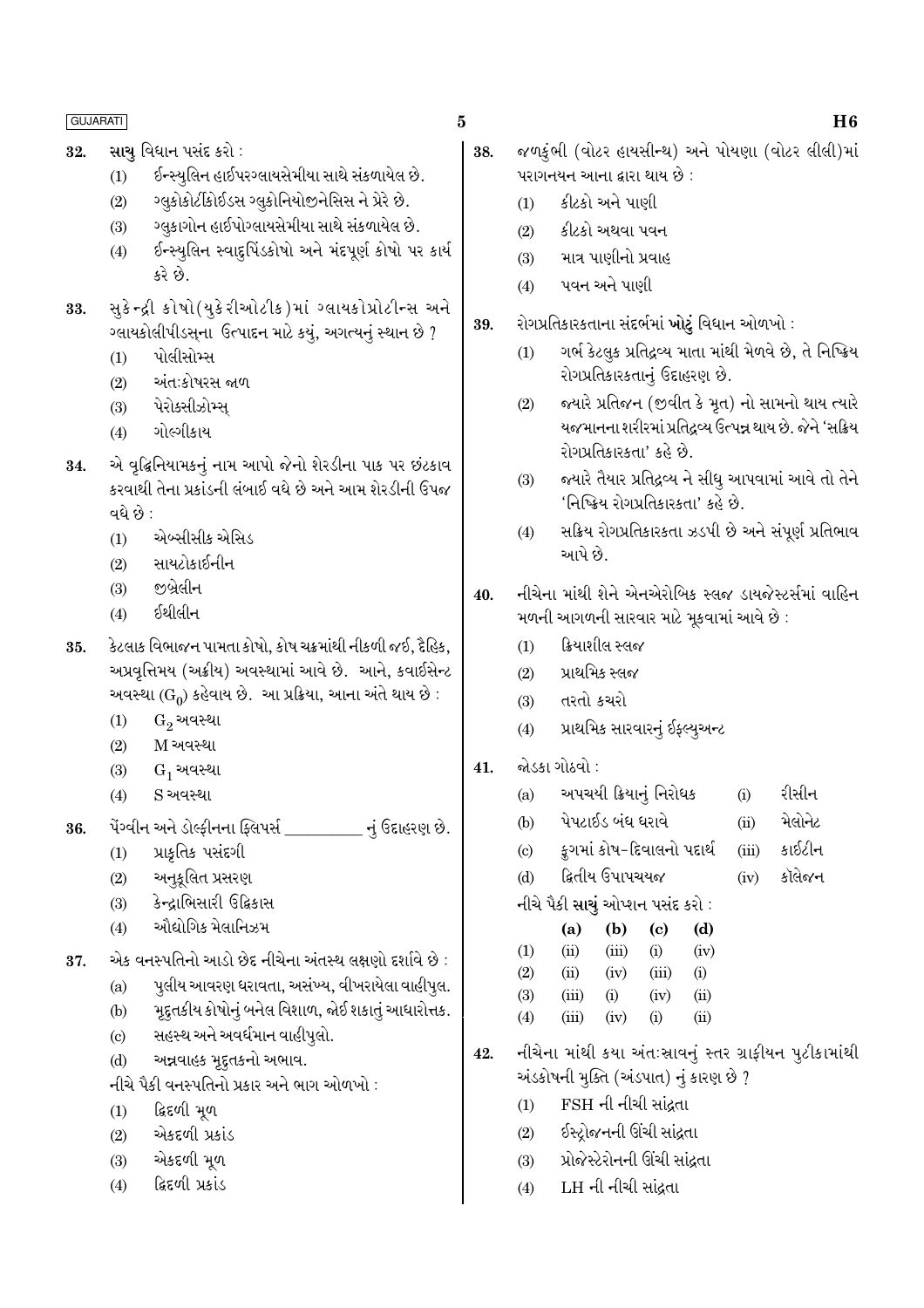32. **સાચુ** વિધાન પસંદ કરો :
   (1) ઈન્સ્યુલિન હાઈપરગ્લાયસેમીયા સાથે સંકળાયેલ છે.
   (2) ગ્લુકોર્ટીકોઈડ્સ ગ્લુકોનિયોજીનેસિસ ને પ્રેરે છે.
   (3) ગ્લુકાગોન હાઈપોગ્લાયસેમીયા સાથે સંકળાયેલ છે.
   (4) ઈન્સ્યુલિન સ્વાદુપિંડકોષો અને મંદપૂર્ણ કોષો પર કાર્ય કરે છે.

33. સુકેન્દ્રી કોષો(યુકેરીઓટીક)માં ગ્લાયકોપ્રોટીન્સ અને ગ્લાયકોલીપીડ્સના ઉત્પાદન માટે કયું, અગત્યનું સ્થાન છે ?
   (1) પોલીસોમ્સ
   (2) અંતઃકોષરસ જાળ
   (3) પેરોક્સીઝોમ્સ્
   (4) ગોલ્ગીકાય

34. એ વૃદ્ધિનિયામકનું નામ આપો જેનો શેરડીના પાક પર છંટકાવ કરવાથી તેના પ્રકાંડની લંબાઈ વધે છે અને આમ શેરડીની ઉપજ વધે છે :
   (1) એબ્સીસીક એસિડ
   (2) સાયટોકાઈનીન
   (3) જીબ્રેલીન
   (4) ઈથીલીન

35. કેટલાક વિભાજન પામતા કોષો, કોષ ચક્રમાંથી નીકળી જઈ, દૈહિક, અપ્રવૃત્તિમય (અક્રીય) અવસ્થામાં આવે છે. આને, કવાઈસેન્ટ અવસ્થા ($G_0$) કહેવાય છે. આ પ્રક્રિયા, આના અંતે થાય છે :
   (1) $G_2$ અવસ્થા
   (2) M અવસ્થા
   (3) $G_1$ અવસ્થા
   (4) S અવસ્થા

36. પેંગ્વીન અને ડોલ્ફીનના ફ્લિપર્સ __________ નું ઉદાહરણ છે.
   (1) પ્રાકૃતિક પસંદગી
   (2) અનુકૂલિત પ્રસરણ
   (3) કેન્દ્રાભિસારી ઉદ્વિકાસ
   (4) ઔદ્યોગિક મેલાનિઝમ

37. એક વનસ્પતિનો આડો છેદ નીચેના અંતસ્થ લક્ષણો દર્શાવે છે :
   (a) પુલીય આવરણ ધરાવતા, અસંખ્ય, વીખરાયેલા વાહીપુલ.
   (b) મૃદુતકીય કોષોનું બનેલ વિશાળ, જોઈ શકાતું આધારોત્તક.
   (c) સહસ્થ અને અવર્ધમાન વાહીપુલો.
   (d) અન્નવાહક મૃદુતકનો અભાવ.
   નીચે પૈકી વનસ્પતિનો પ્રકાર અને ભાગ ઓળખો :
   (1) દ્વિદળી મૂળ
   (2) એકદળી પ્રકાંડ
   (3) એકદળી મૂળ
   (4) દ્વિદળી પ્રકાંડ

38. જળકુંભી (વોટર હાયસીન્થ) અને પોયણા (વોટર લીલી)માં પરાગનયન આના દ્વારા થાય છે :
   (1) કીટકો અને પાણી
   (2) કીટકો અથવા પવન
   (3) માત્ર પાણીનો પ્રવાહ
   (4) પવન અને પાણી

39. રોગપ્રતિકારકતાના સંદર્ભમાં **ખોટું** વિધાન ઓળખો :
   (1) ગર્ભ કેટલુક પ્રતિદ્રવ્ય માતા માંથી મેળવે છે, તે નિષ્ક્રિય રોગપ્રતિકારકતાનું ઉદાહરણ છે.
   (2) જ્યારે પ્રતિજન (જીવીત કે મૃત) નો સામનો થાય ત્યારે યજમાનના શરીરમાં પ્રતિદ્રવ્ય ઉત્પન્ન થાય છે. જેને 'સક્રિય રોગપ્રતિકારકતા' કહે છે.
   (3) જ્યારે તૈયાર પ્રતિદ્રવ્ય ને સીધુ આપવામાં આવે તો તેને 'નિષ્ક્રિય રોગપ્રતિકારકતા' કહે છે.
   (4) સક્રિય રોગપ્રતિકારકતા ઝડપી છે અને સંપૂર્ણ પ્રતિભાવ આપે છે.

40. નીચેના માંથી શેને એનએરોબિક સ્લજ ડાયજેસ્ટર્સમાં વાહિન મળની આગળની સારવાર માટે મૂકવામાં આવે છે :
   (1) ક્રિયાશીલ સ્લજ
   (2) પ્રાથમિક સ્લજ
   (3) તરતો કચરો
   (4) પ્રાથમિક સારવારનું ઈફ્લ્યુઅન્ટ

41. જોડકા ગોઠવો :

| | | | |
|---|---|---|---|
| (a) | અપચયી ક્રિયાનું નિરોધક | (i) | રીસીન |
| (b) | પેપટાઈડ બંધ ધરાવે | (ii) | મેલોનેટ |
| (c) | ફુગમાં કોષ-દિવાલનો પદાર્થ | (iii) | કાઈટીન |
| (d) | દ્વિતીય ઉપાપચયજ | (iv) | કોલેજન |

   નીચે પૈકી **સાચું** ઓપ્શન પસંદ કરો :

| | (a) | (b) | (c) | (d) |
|---|---|---|---|---|
| (1) | (ii) | (iii) | (i) | (iv) |
| (2) | (ii) | (iv) | (iii) | (i) |
| (3) | (iii) | (i) | (iv) | (ii) |
| (4) | (iii) | (iv) | (i) | (ii) |

42. નીચેના માંથી કયા અંતઃસ્રાવનું સ્તર ગ્રાફીયન પુટીકામાંથી અંડકોષની મુક્તિ (અંડપાત) નું કારણ છે ?
   (1) FSH ની નીચી સાંદ્રતા
   (2) ઈસ્ટ્રોજનની ઊંચી સાંદ્રતા
   (3) પ્રોજેસ્ટેરોનની ઊંચી સાંદ્રતા
   (4) LH ની નીચી સાંદ્રતા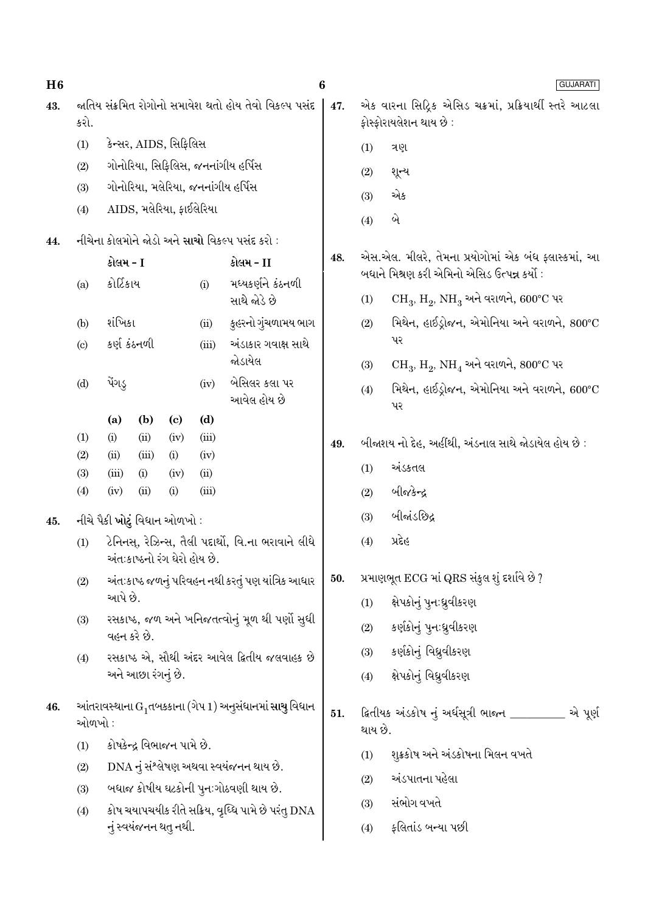43. જાતિય સંક્રમિત રોગોનો સમાવેશ થતો હોય તેવો વિકલ્પ પસંદ કરો.

(1) કેન્સર, AIDS, સિફિલિસ

(2) ગોનોરિયા, સિફિલિસ, જનનાંગીય હર્પિસ

(3) ગોનોરિયા, મલેરિયા, જનનાંગીય હર્પિસ

(4) AIDS, મલેરિયા, ફાઈલેરિયા

44. નીચેના કોલમોને જોડો અને **સાચો** વિકલ્પ પસંદ કરો :

| | કોલમ - I | | કોલમ - II |
|---|---|---|---|
| (a) | કોર્ટિકાય | (i) | મધ્યકર્ણને કંઠનળી સાથે જોડે છે |
| (b) | શંખિકા | (ii) | કુહરનો ગુંચળામય ભાગ |
| (c) | કર્ણ કંઠનળી | (iii) | અંડાકાર ગવાક્ષ સાથે જોડાયેલ |
| (d) | પેંગડુ | (iv) | બેસિલર કલા પર આવેલ હોય છે |

| | (a) | (b) | (c) | (d) |
|---|---|---|---|---|
| (1) | (i) | (ii) | (iv) | (iii) |
| (2) | (ii) | (iii) | (i) | (iv) |
| (3) | (iii) | (i) | (iv) | (ii) |
| (4) | (iv) | (ii) | (i) | (iii) |

45. નીચે પૈકી **ખોટું** વિધાન ઓળખો :

(1) ટેનિનસ્, રેઝિન્સ, તૈલી પદાર્થો, વિ.ના ભરાવાને લીધે અંતઃકાષ્ઠનો રંગ ઘેરો હોય છે.

(2) અંતઃકાષ્ઠ જળનું પરિવહન નથી કરતું પણ યાંત્રિક આધાર આપે છે.

(3) રસકાષ્ઠ, જળ અને ખનિજતત્વોનું મૂળ થી પર્ણો સુધી વહન કરે છે.

(4) રસકાષ્ઠ એ, સૌથી અંદર આવેલ દ્વિતીય જલવાહક છે અને આછા રંગનું છે.

46. આંતરાવસ્થાના $G_1$ તબક્કાના (ગેપ 1) અનુસંધાનમાં **સાચુ** વિધાન ઓળખો :

(1) કોષકેન્દ્ર વિભાજન પામે છે.

(2) DNA નું સંશ્લેષણ અથવા સ્વયંજનન થાય છે.

(3) બધાજ કોષીય ઘટકોની પુનઃગોઠવણી થાય છે.

(4) કોષ ચયાપચયીક રીતે સક્રિય, વૃદ્ધિ પામે છે પરંતુ DNA નું સ્વયંજનન થતુ નથી.

47. એક વારના સિટ્રિક એસિડ ચક્રમાં, પ્રક્રિયાર્થી સ્તરે આટલા ફોસ્ફોરાયલેશન થાય છે :

(1) ત્રણ

(2) શૂન્ય

(3) એક

(4) બે

48. એસ.એલ. મીલરે, તેમના પ્રયોગોમાં એક બંધ ફ્લાસ્કમાં, આ બધાને મિશ્રણ કરી એમિનો એસિડ ઉત્પન્ન કર્યો :

(1) $CH_3$, $H_2$, $NH_3$ અને વરાળને, 600°C પર

(2) મિથેન, હાઈડ્રોજન, એમોનિયા અને વરાળને, 800°C પર

(3) $CH_3$, $H_2$, $NH_4$ અને વરાળને, 800°C પર

(4) મિથેન, હાઈડ્રોજન, એમોનિયા અને વરાળને, 600°C પર

49. બીજાશય નો દેહ, અહીંથી, અંડનાલ સાથે જોડાયેલ હોય છે :

(1) અંડકતલ

(2) બીજકેન્દ્ર

(3) બીજાંડછિદ્ર

(4) પ્રદેહ

50. પ્રમાણભૂત ECG માં QRS સંકુલ શું દર્શાવે છે ?

(1) ક્ષેપકોનું પુનઃધ્રુવીકરણ

(2) કર્ણકોનું પુનઃધ્રુવીકરણ

(3) કર્ણકોનું વિધ્રુવીકરણ

(4) ક્ષેપકોનું વિધ્રુવીકરણ

51. દ્વિતીયક અંડકોષ નું અર્ધસૂત્રી ભાજન __________ એ પૂર્ણ થાય છે.

(1) શુક્રકોષ અને અંડકોષના મિલન વખતે

(2) અંડપાતના પહેલા

(3) સંભોગ વખતે

(4) ફલિતાંડ બન્યા પછી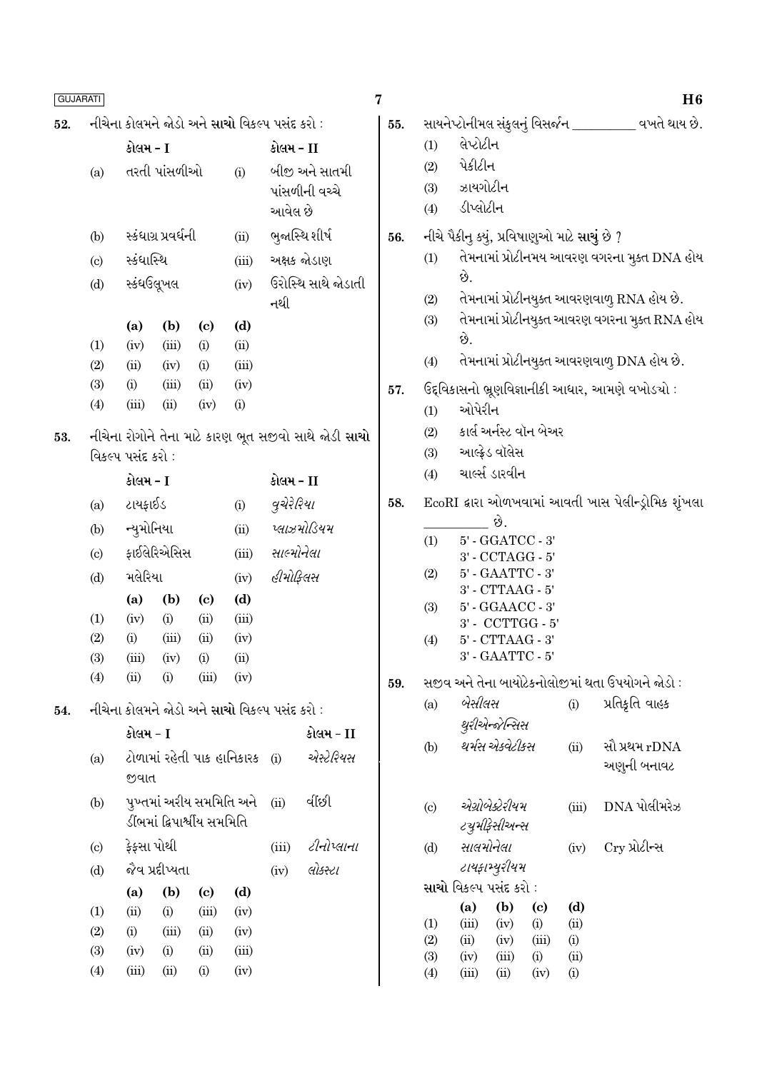**52.** નીચેના કોલમને જોડો અને **સાચો** વિકલ્પ પસંદ કરો :

| | કોલમ - I | | કોલમ - II |
|---|---|---|---|
| (a) | તરતી પાંસળીઓ | (i) | બીજી અને સાતમી પાંસળીની વચ્ચે આવેલ છે |
| (b) | સ્કંધાગ્ર પ્રવર્ધની | (ii) | ભુજાસ્થિ શીર્ષ |
| (c) | સ્કંધાસ્થિ | (iii) | અક્ષક જોડાણ |
| (d) | સ્કંધઉલૂખલ | (iv) | ઉરોસ્થિ સાથે જોડાતી નથી |

| | (a) | (b) | (c) | (d) |
|---|---|---|---|---|
| (1) | (iv) | (iii) | (i) | (ii) |
| (2) | (ii) | (iv) | (i) | (iii) |
| (3) | (i) | (iii) | (ii) | (iv) |
| (4) | (iii) | (ii) | (iv) | (i) |

**53.** નીચેના રોગોને તેના માટે કારણ ભૂત સજીવો સાથે જોડી **સાચો** વિકલ્પ પસંદ કરો :

| | કોલમ - I | | કોલમ - II |
|---|---|---|---|
| (a) | ટાયફાઈડ | (i) | *વુચેરેરિયા* |
| (b) | ન્યુમોનિયા | (ii) | *પ્લાઝમોડિયમ* |
| (c) | ફાઈલેરિએસિસ | (iii) | *સાલ્મોનેલા* |
| (d) | મલેરિયા | (iv) | *હીમોફિલસ* |

| | (a) | (b) | (c) | (d) |
|---|---|---|---|---|
| (1) | (iv) | (i) | (ii) | (iii) |
| (2) | (i) | (iii) | (ii) | (iv) |
| (3) | (iii) | (iv) | (i) | (ii) |
| (4) | (ii) | (i) | (iii) | (iv) |

**54.** નીચેના કોલમને જોડો અને **સાચો** વિકલ્પ પસંદ કરો :

| | કોલમ - I | | કોલમ - II |
|---|---|---|---|
| (a) | ટોળામાં રહેતી પાક હાનિકારક જીવાત | (i) | *એસ્ટેરિયસ* |
| (b) | પુખ્તમાં અરીય સમમિતિ અને ડીંભમાં દ્વિપાર્શ્વીય સમમિતિ | (ii) | વીંછી |
| (c) | ફેફસા પોથી | (iii) | *ટીનોપ્લાના* |
| (d) | જૈવ પ્રદીપ્યતા | (iv) | *લોક્સ્ટા* |

| | (a) | (b) | (c) | (d) |
|---|---|---|---|---|
| (1) | (ii) | (i) | (iii) | (iv) |
| (2) | (i) | (iii) | (ii) | (iv) |
| (3) | (iv) | (i) | (ii) | (iii) |
| (4) | (iii) | (ii) | (i) | (iv) |

**55.** સાયનેપ્ટોનીમલ સંકુલનું વિસર્જન \_\_\_\_\_\_\_\_\_\_ વખતે થાય છે.

(1) લેપ્ટોટીન
(2) પેકીટીન
(3) ઝાયગોટીન
(4) ડીપ્લોટીન

**56.** નીચે પૈકીનુ કયું, પ્રવિષાણુઓ માટે **સાચું** છે ?

(1) તેમનામાં પ્રોટીનમય આવરણ વગરના મુક્ત DNA હોય છે.
(2) તેમનામાં પ્રોટીનયુક્ત આવરણવાળુ RNA હોય છે.
(3) તેમનામાં પ્રોટીનયુક્ત આવરણ વગરના મુક્ત RNA હોય છે.
(4) તેમનામાં પ્રોટીનયુક્ત આવરણવાળુ DNA હોય છે.

**57.** ઉદ્દવિકાસનો ભ્રૂણવિજ્ઞાનીકી આધાર, આમણે વખોડયો :

(1) ઓપેરીન
(2) કાર્લ અર્નસ્ટ વૉન બેઅર
(3) આલ્ફ્રેડ વૉલેસ
(4) ચાર્લ્સ ડારવીન

**58.** EcoRI દ્વારા ઓળખવામાં આવતી ખાસ પેલીન્ડ્રોમિક શૃંખલા \_\_\_\_\_\_\_\_\_\_ છે.

(1) 5' - GGATCC - 3'
3' - CCTAGG - 5'
(2) 5' - GAATTC - 3'
3' - CTTAAG - 5'
(3) 5' - GGAACC - 3'
3' - CCTTGG - 5'
(4) 5' - CTTAAG - 3'
3' - GAATTC - 5'

**59.** સજીવ અને તેના બાયોટેકનોલોજીમાં થતા ઉપયોગને જોડો :

| | | | |
|---|---|---|---|
| (a) | *બેસીલસ થુરીએન્જેન્સિસ* | (i) | પ્રતિકૃતિ વાહક |
| (b) | *થર્મસ એક્વેટીક્સ* | (ii) | સૌ પ્રથમ rDNA અણુની બનાવટ |
| (c) | *એગ્રોબેક્ટેરીયમ ટ્યુમીફેસીઅન્સ* | (iii) | DNA પોલીમરેઝ |
| (d) | *સાલમોનેલા ટાયફામ્યુરીયમ* | (iv) | Cry પ્રોટીન્સ |

**સાચો** વિકલ્પ પસંદ કરો :

| | (a) | (b) | (c) | (d) |
|---|---|---|---|---|
| (1) | (iii) | (iv) | (i) | (ii) |
| (2) | (ii) | (iv) | (iii) | (i) |
| (3) | (iv) | (iii) | (i) | (ii) |
| (4) | (iii) | (ii) | (iv) | (i) |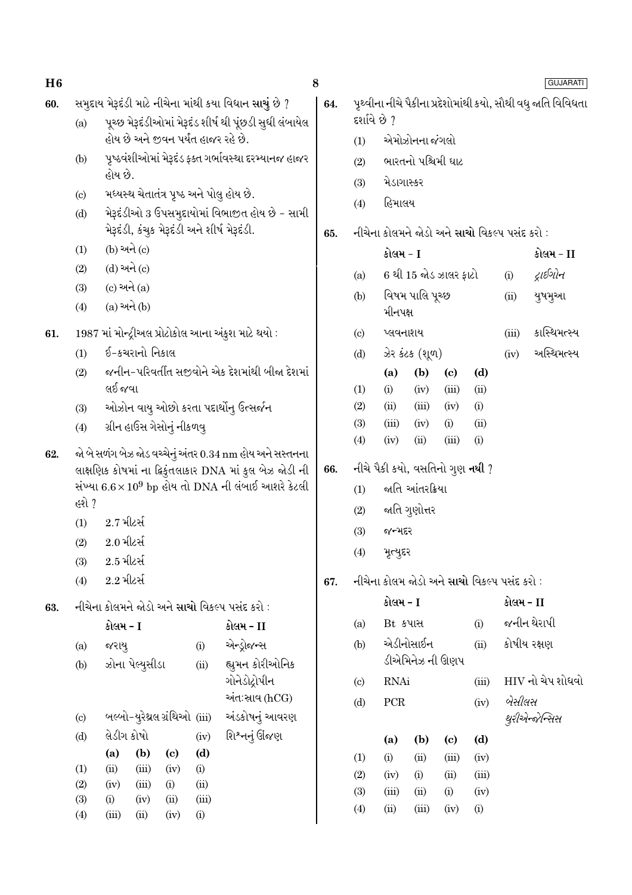60. સમુદાય મેરૂદંડી માટે નીચેના માંથી કયા વિધાન **સાચું** છે ?

(a) પૂચ્છ મેરૂદંડીઓમાં મેરૂદંડ શીર્ષ થી પૂંછડી સુધી લંબાયેલ હોય છે અને જીવન પર્યંત હાજર રહે છે.

(b) પૃષ્ઠવંશીઓમાં મેરૂદંડ ફક્ત ગર્ભાવસ્થા દરમ્યાનજ હાજર હોય છે.

(c) મધ્યસ્થ ચેતાતંત્ર પૃષ્ઠ અને પોલુ હોય છે.

(d) મેરૂદંડીઓ 3 ઉપસમુદાયોમાં વિભાજીત હોય છે - સામી મેરૂદંડી, કંચુક મેરૂદંડી અને શીર્ષ મેરૂદંડી.

(1) (b) અને (c)
(2) (d) અને (c)
(3) (c) અને (a)
(4) (a) અને (b)

61. 1987 માં મોન્ટ્રીઅલ પ્રોટોકોલ આના અંકુશ માટે થયો :

(1) ઈ-કચરાનો નિકાલ
(2) જનીન-પરિવર્તીત સજીવોને એક દેશમાંથી બીજા દેશમાં લઈ જવા
(3) ઓઝોન વાયુ ઓછો કરતા પદાર્થોનુ ઉત્સર્જન
(4) ગ્રીન હાઉસ ગેસોનું નીકળવુ

62. જો બે સળંગ બેઝ જોડ વચ્ચેનું અંતર 0.34 nm હોય અને સસ્તનના લાક્ષણિક કોષમાં ના દ્વિકુંતલાકાર DNA માં કુલ બેઝ જોડી ની સંખ્યા $6.6 \times 10^9$ bp હોય તો DNA ની લંબાઈ આશરે કેટલી હશે ?

(1) 2.7 મીટર્સ
(2) 2.0 મીટર્સ
(3) 2.5 મીટર્સ
(4) 2.2 મીટર્સ

63. નીચેના કોલમને જોડો અને **સાચો** વિકલ્પ પસંદ કરો :

| | કોલમ - I | | કોલમ - II |
|---|---|---|---|
| (a) | જરાયુ | (i) | એન્ડ્રોજન્સ |
| (b) | ઝોના પેલ્યુસીડા | (ii) | હ્યુમન કોરીઓનિક ગોનેડોટ્રોપીન અંત:સ્રાવ (hCG) |
| (c) | બલ્બો-યુરેથ્રલ ગ્રંથિઓ | (iii) | અંડકોષનું આવરણ |
| (d) | લેડીગ કોષો | (iv) | શિશ્નનું ઊંજણ |

| | (a) | (b) | (c) | (d) |
|---|---|---|---|---|
| (1) | (ii) | (iii) | (iv) | (i) |
| (2) | (iv) | (iii) | (i) | (ii) |
| (3) | (i) | (iv) | (ii) | (iii) |
| (4) | (iii) | (ii) | (iv) | (i) |

64. પૃથ્વીના નીચે પૈકીના પ્રદેશોમાંથી કયો, સૌથી વધુ જાતિ વિવિધતા દર્શાવે છે ?

(1) એમોઝોનના જંગલો
(2) ભારતનો પશ્ચિમી ઘાટ
(3) મેડાગાસ્કર
(4) હિમાલય

65. નીચેના કોલમને જોડો અને **સાચો** વિકલ્પ પસંદ કરો :

| | કોલમ - I | | કોલમ - II |
|---|---|---|---|
| (a) | 6 થી 15 જોડ ઝાલર ફાટો | (i) | *ટ્રાઈગોન* |
| (b) | વિષમ પાલિ પૂચ્છ મીનપક્ષ | (ii) | યુષમુઆ |
| (c) | પ્લવનાશય | (iii) | કાસ્થિમત્સ્ય |
| (d) | ઝેર કંટક (શૂળ) | (iv) | અસ્થિમત્સ્ય |

| | (a) | (b) | (c) | (d) |
|---|---|---|---|---|
| (1) | (i) | (iv) | (iii) | (ii) |
| (2) | (ii) | (iii) | (iv) | (i) |
| (3) | (iii) | (iv) | (i) | (ii) |
| (4) | (iv) | (ii) | (iii) | (i) |

66. નીચે પૈકી કયો, વસતિનો ગુણ **નથી** ?

(1) જાતિ આંતરક્રિયા
(2) જાતિ ગુણોત્તર
(3) જન્મદર
(4) મૃત્યુદર

67. નીચેના કોલમ જોડો અને **સાચો** વિકલ્પ પસંદ કરો :

| | કોલમ - I | | કોલમ - II |
|---|---|---|---|
| (a) | Bt કપાસ | (i) | જનીન થેરાપી |
| (b) | એડીનોસાઈન ડીએમિનેઝ ની ઊણપ | (ii) | કોષીય રક્ષણ |
| (c) | RNAi | (iii) | HIV નો ચેપ શોધવો |
| (d) | PCR | (iv) | *બેસીલસ થુરીએન્જેન્સિસ* |

| | (a) | (b) | (c) | (d) |
|---|---|---|---|---|
| (1) | (i) | (ii) | (iii) | (iv) |
| (2) | (iv) | (i) | (ii) | (iii) |
| (3) | (iii) | (ii) | (i) | (iv) |
| (4) | (ii) | (iii) | (iv) | (i) |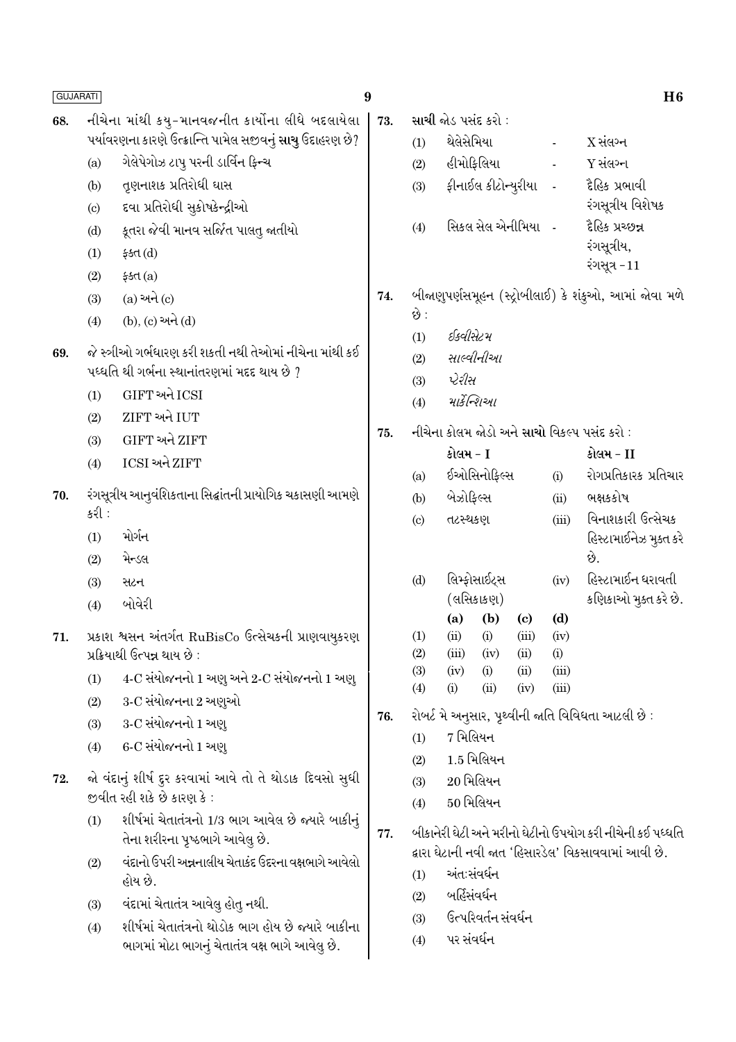68. નીચેના માંથી કયુ-માનવજનીત કાર્યોના લીધે બદલાયેલા પર્યાવરણના કારણે ઉત્ક્રાન્તિ પામેલ સજીવનું **સાચુ** ઉદાહરણ છે?

(a) ગેલેપેગોઝ ટાપુ પરની ડાર્વિન ફિન્ચ
(b) તૃણનાશક પ્રતિરોધી ઘાસ
(c) દવા પ્રતિરોધી સુકોષકેન્દ્રીઓ
(d) કૂતરા જેવી માનવ સર્જિત પાલતુ જાતીયો

(1) ફક્ત (d)
(2) ફક્ત (a)
(3) (a) અને (c)
(4) (b), (c) અને (d)

69. જે સ્ત્રીઓ ગર્ભધારણ કરી શકતી નથી તેઓમાં નીચેના માંથી કઈ પધ્ધતિ થી ગર્ભના સ્થાનાંતરણમાં મદદ થાય છે ?

(1) GIFT અને ICSI
(2) ZIFT અને IUT
(3) GIFT અને ZIFT
(4) ICSI અને ZIFT

70. રંગસૂત્રીય આનુવંશિકતાના સિદ્ધાંતની પ્રાયોગિક ચકાસણી આમણે કરી :

(1) મોર્ગન
(2) મેન્ડલ
(3) સટન
(4) બોવેરી

71. પ્રકાશ શ્વસન અંતર્ગત RuBisCo ઉત્સેચકની પ્રાણવાયુકરણ પ્રક્રિયાથી ઉત્પન્ન થાય છે :

(1) 4-C સંયોજનનો 1 અણુ અને 2-C સંયોજનનો 1 અણુ
(2) 3-C સંયોજનના 2 અણુઓ
(3) 3-C સંયોજનનો 1 અણુ
(4) 6-C સંયોજનનો 1 અણુ

72. જો વંદાનું શીર્ષ દુર કરવામાં આવે તો તે થોડાક દિવસો સુધી જીવીત રહી શકે છે કારણ કે :

(1) શીર્ષમાં ચેતાતંત્રનો 1/3 ભાગ આવેલ છે જ્યારે બાકીનું તેના શરીરના પૃષ્ઠભાગે આવેલુ છે.
(2) વંદાનો ઉપરી અન્નનાલીય ચેતાકંદ ઉદરના વક્ષભાગે આવેલો હોય છે.
(3) વંદામાં ચેતાતંત્ર આવેલુ હોતુ નથી.
(4) શીર્ષમાં ચેતાતંત્રનો થોડોક ભાગ હોય છે જ્યારે બાકીના ભાગમાં મોટા ભાગનું ચેતાતંત્ર વક્ષ ભાગે આવેલુ છે.

73. **સાચી** જોડ પસંદ કરો :

(1) થેલેસેમિયા - X સંલગ્ન
(2) હીમોફિલિયા - Y સંલગ્ન
(3) ફીનાઈલ કીટોન્યુરીયા - દૈહિક પ્રભાવી રંગસૂત્રીય વિશેષક
(4) સિકલ સેલ એનીમિયા - દૈહિક પ્રચ્છન્ન રંગસૂત્રીય, રંગસૂત્ર - 11

74. બીજાણુપર્ણસમૂહન (સ્ટ્રોબીલાઈ) કે શંકુઓ, આમાં જોવા મળે છે :

(1) *ઈક્વીસેટમ*
(2) *સાલ્વીનીઆ*
(3) *ટેરીસ*
(4) *માર્કેન્શિઆ*

75. નીચેના કોલમ જોડો અને **સાચો** વિકલ્પ પસંદ કરો :

| | કોલમ - I | | કોલમ - II |
|---|---|---|---|
| (a) | ઈઓસિનોફિલ્સ | (i) | રોગપ્રતિકારક પ્રતિચાર |
| (b) | બેઝોફિલ્સ | (ii) | ભક્ષકકોષ |
| (c) | તટસ્થકણ | (iii) | વિનાશકારી ઉત્સેચક હિસ્ટામાઈનેઝ મુક્ત કરે છે. |
| (d) | લિમ્ફોસાઈટ્સ (લસિકાકણ) | (iv) | હિસ્ટામાઈન ધરાવતી કણિકાઓ મુક્ત કરે છે. |

| | (a) | (b) | (c) | (d) |
|---|---|---|---|---|
| (1) | (ii) | (i) | (iii) | (iv) |
| (2) | (iii) | (iv) | (ii) | (i) |
| (3) | (iv) | (i) | (ii) | (iii) |
| (4) | (i) | (ii) | (iv) | (iii) |

76. રોબર્ટ મે અનુસાર, પૃથ્વીની જાતિ વિવિધતા આટલી છે :

(1) 7 મિલિયન
(2) 1.5 મિલિયન
(3) 20 મિલિયન
(4) 50 મિલિયન

77. બીકાનેરી ઘેટી અને મરીનો ઘેટીનો ઉપયોગ કરી નીચેની કઈ પધ્ધતિ દ્વારા ઘેટાની નવી જાત 'હિસારડેલ' વિકસાવવામાં આવી છે.

(1) અંતઃસંવર્ધન
(2) બર્હિસંવર્ધન
(3) ઉત્પરિવર્તન સંવર્ધન
(4) પર સંવર્ધન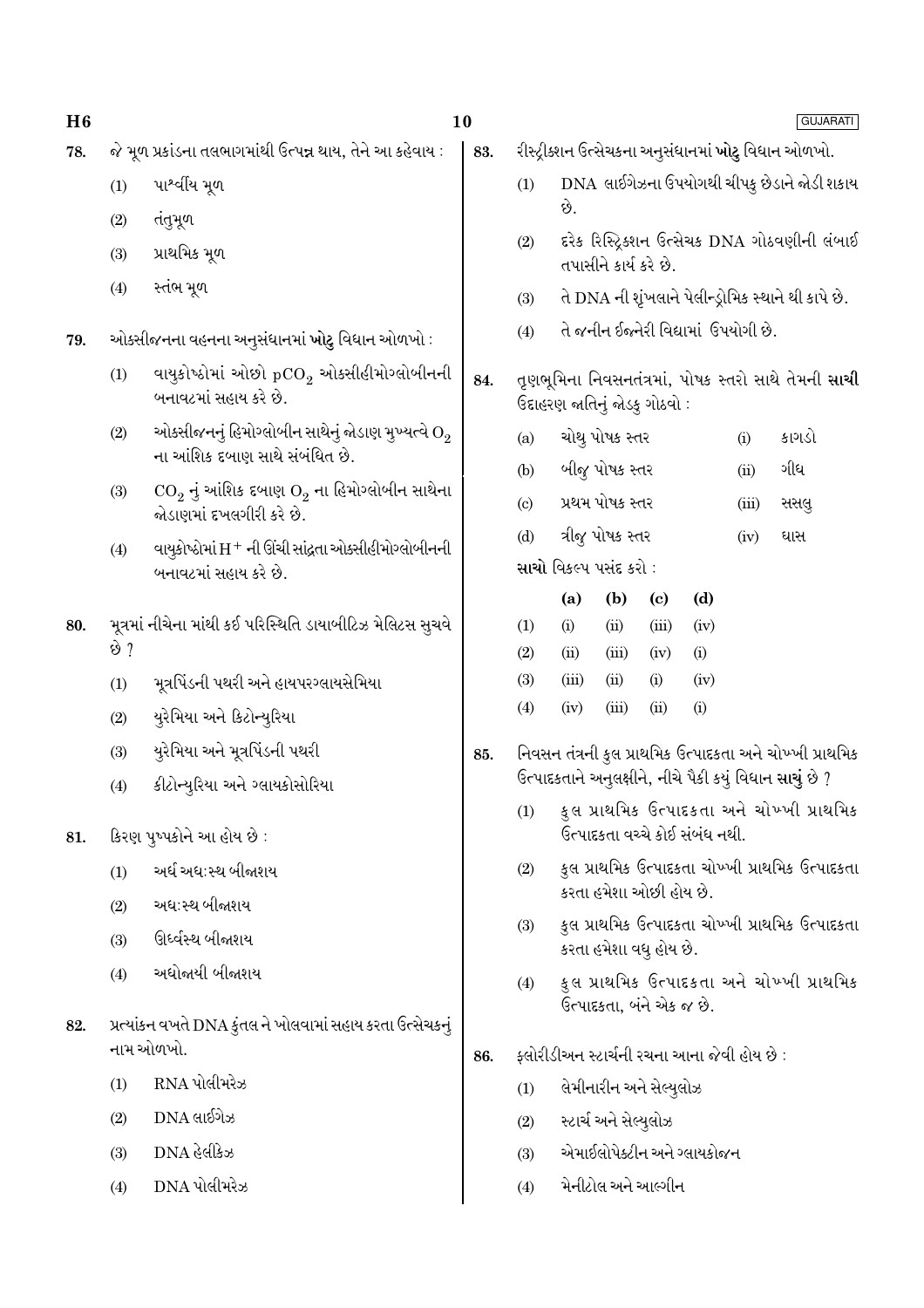78. જે મૂળ પ્રકાંડના તલભાગમાંથી ઉત્પન્ન થાય, તેને આ કહેવાય :

(1) પાર્શ્વીય મૂળ

(2) તંતુમૂળ

(3) પ્રાથમિક મૂળ

(4) સ્તંભ મૂળ

79. ઓક્સીજનના વહનના અનુસંધાનમાં **ખોટુ** વિધાન ઓળખો :

(1) વાયુકોષ્ઠોમાં ઓછો $pCO_2$ ઓક્સીહીમોગ્લોબીનની બનાવટમાં સહાય કરે છે.

(2) ઓક્સીજનનું હિમોગ્લોબીન સાથેનું જોડાણ મુખ્યત્વે $O_2$ ના આંશિક દબાણ સાથે સંબંધિત છે.

(3) $CO_2$ નું આંશિક દબાણ $O_2$ ના હિમોગ્લોબીન સાથેના જોડાણમાં દખલગીરી કરે છે.

(4) વાયુકોષ્ઠોમાં $H^+$ ની ઊંચી સાંદ્રતા ઓક્સીહીમોગ્લોબીનની બનાવટમાં સહાય કરે છે.

80. મૂત્રમાં નીચેના માંથી કઈ પરિસ્થિતિ ડાયાબીટિઝ મેલિટસ સુચવે છે ?

(1) મૂત્રપિંડની પથરી અને હાયપરગ્લાયસેમિયા

(2) યુરેમિયા અને કિટોન્યુરિયા

(3) યુરેમિયા અને મૂત્રપિંડની પથરી

(4) કીટોન્યુરિયા અને ગ્લાયકોસોરિયા

81. કિરણ પુષ્પકોને આ હોય છે :

(1) અર્ધ અધ:સ્થ બીજાશય

(2) અધ:સ્થ બીજાશય

(3) ઊર્ધ્વસ્થ બીજાશય

(4) અધોજાયી બીજાશય

82. પ્રત્યાંકન વખતે DNA કુંતલ ને ખોલવામાં સહાય કરતા ઉત્સેચકનું નામ ઓળખો.

(1) RNA પોલીમરેઝ

(2) DNA લાઈગેઝ

(3) DNA હેલીકેઝ

(4) DNA પોલીમરેઝ

83. રીસ્ટ્રીક્શન ઉત્સેચકના અનુસંધાનમાં **ખોટુ** વિધાન ઓળખો.

(1) DNA લાઈગેઝના ઉપયોગથી ચીપકુ છેડાને જોડી શકાય છે.

(2) દરેક રિસ્ટ્રિક્શન ઉત્સેચક DNA ગોઠવણીની લંબાઈ તપાસીને કાર્ય કરે છે.

(3) તે DNA ની શૃંખલાને પેલીન્ડ્રોમિક સ્થાને થી કાપે છે.

(4) તે જનીન ઈજનેરી વિદ્યામાં ઉપયોગી છે.

84. તૃણભૂમિના નિવસનતંત્રમાં, પોષક સ્તરો સાથે તેમની **સાચી** ઉદાહરણ જાતિનું જોડકુ ગોઠવો :

| | | | |
|---|---|---|---|
| (a) | ચોથુ પોષક સ્તર | (i) | કાગડો |
| (b) | બીજુ પોષક સ્તર | (ii) | ગીધ |
| (c) | પ્રથમ પોષક સ્તર | (iii) | સસલુ |
| (d) | ત્રીજુ પોષક સ્તર | (iv) | ઘાસ |

**સાચો** વિકલ્પ પસંદ કરો :

| | (a) | (b) | (c) | (d) |
|---|---|---|---|---|
| (1) | (i) | (ii) | (iii) | (iv) |
| (2) | (ii) | (iii) | (iv) | (i) |
| (3) | (iii) | (ii) | (i) | (iv) |
| (4) | (iv) | (iii) | (ii) | (i) |

85. નિવસન તંત્રની કુલ પ્રાથમિક ઉત્પાદકતા અને ચોખ્ખી પ્રાથમિક ઉત્પાદકતાને અનુલક્ષીને, નીચે પૈકી કયું વિધાન **સાચું** છે ?

(1) કુલ પ્રાથમિક ઉત્પાદકતા અને ચોખ્ખી પ્રાથમિક ઉત્પાદકતા વચ્ચે કોઈ સંબંધ નથી.

(2) કુલ પ્રાથમિક ઉત્પાદકતા ચોખ્ખી પ્રાથમિક ઉત્પાદકતા કરતા હમેશા ઓછી હોય છે.

(3) કુલ પ્રાથમિક ઉત્પાદકતા ચોખ્ખી પ્રાથમિક ઉત્પાદકતા કરતા હમેશા વધુ હોય છે.

(4) કુલ પ્રાથમિક ઉત્પાદકતા અને ચોખ્ખી પ્રાથમિક ઉત્પાદકતા, બંને એક જ છે.

86. ફ્લોરીડીઅન સ્ટાર્ચની રચના આના જેવી હોય છે :

(1) લેમીનારીન અને સેલ્યુલોઝ

(2) સ્ટાર્ચ અને સેલ્યુલોઝ

(3) એમાઈલોપેક્ટીન અને ગ્લાયકોજન

(4) મેનીટોલ અને આલ્ગીન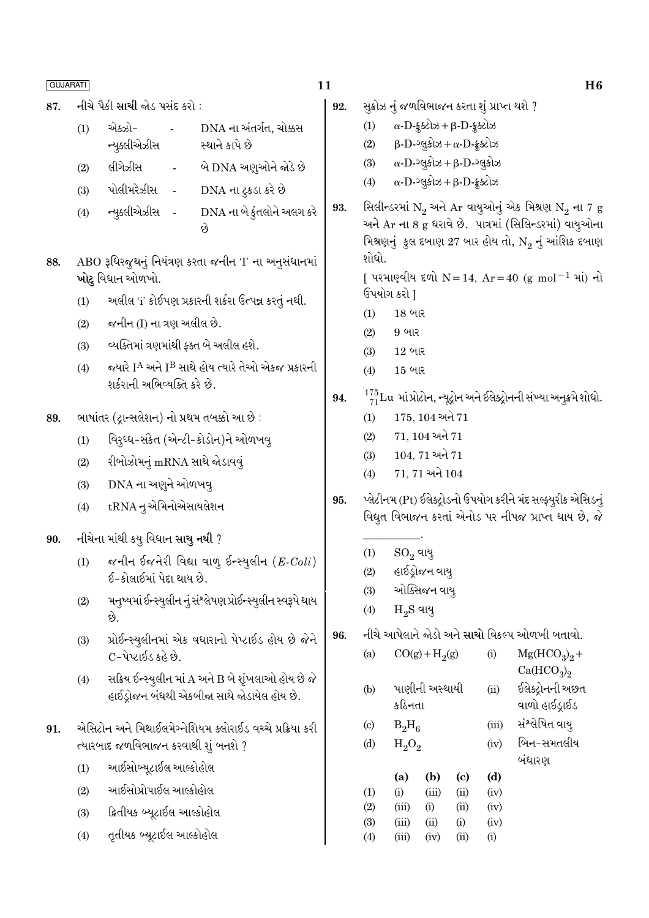87. નીચે પૈકી **સાચી** જોડ પસંદ કરો :

(1) એક્ઝો-ન્યુક્લીએઝીસ - DNA ના અંતર્ગત, ચોક્કસ સ્થાને કાપે છે

(2) લીગેઝીસ - બે DNA અણુઓને જોડે છે

(3) પોલીમરેઝીસ - DNA ના ટુકડા કરે છે

(4) ન્યુક્લીએઝીસ - DNA ના બે કુંતલોને અલગ કરે છે

88. ABO રૂધિરજૂથનું નિયંત્રણ કરતા જનીન 'I' ના અનુસંધાનમાં **ખોટુ** વિધાન ઓળખો.

(1) અલીલ 'i' કોઈપણ પ્રકારની શર્કરા ઉત્પન્ન કરતું નથી.

(2) જનીન (I) ના ત્રણ અલીલ છે.

(3) વ્યક્તિમાં ત્રણમાંથી ફક્ત બે અલીલ હશે.

(4) જ્યારે $I^A$ અને $I^B$ સાથે હોય ત્યારે તેઓ એકજ પ્રકારની શર્કરાની અભિવ્યક્તિ કરે છે.

89. ભાષાંતર (ટ્રાન્સલેશન) નો પ્રથમ તબક્કો આ છે :

(1) વિરુધ્ધ-સંકેત (એન્ટી-કોડોન)ને ઓળખવુ

(2) રીબોઝોમનું mRNA સાથે જોડાવવું

(3) DNA ના અણુને ઓળખવુ

(4) tRNA નુ એમિનોએસાયલેશન

90. નીચેના માંથી કયુ વિધાન **સાચુ નથી** ?

(1) જનીન ઈજનેરી વિદ્યા વાળુ ઈન્સ્યુલીન (*E-Coli*) ઈ-કોલાઈમાં પેદા થાય છે.

(2) મનુષ્યમાં ઈન્સ્યુલીન નું સંશ્લેષણ પ્રોઈન્સ્યુલીન સ્વરૂપે થાય છે.

(3) પ્રોઈન્સ્યુલીનમાં એક વધારાનો પેપ્ટાઈડ હોય છે જેને C-પેપ્ટાઈડ કહે છે.

(4) સક્રિય ઈન્સ્યુલીન માં A અને B બે શૃંખલાઓ હોય છે જે હાઈડ્રોજન બંધથી એકબીજા સાથે જોડાયેલ હોય છે.

91. એસિટોન અને મિથાઈલમેગ્નેશિયમ કલોરાઈડ વચ્ચે પ્રક્રિયા કરી ત્યારબાદ જળવિભાજન કરવાથી શું બનશે ?

(1) આઈસોબ્યૂટાઈલ આલ્કોહોલ

(2) આઈસોપ્રોપાઈલ આલ્કોહોલ

(3) દ્વિતીયક બ્યૂટાઈલ આલ્કોહોલ

(4) તૃતીયક બ્યૂટાઈલ આલ્કોહોલ

92. સુક્રોઝ નું જળવિભાજન કરતા શું પ્રાપ્ત થશે ?

(1) α-D-ફ્રુક્ટોઝ + β-D-ફ્રુક્ટોઝ

(2) β-D-ગ્લુકોઝ + α-D-ફ્રુક્ટોઝ

(3) α-D-ગ્લુકોઝ + β-D-ગ્લુકોઝ

(4) α-D-ગ્લુકોઝ + β-D-ફ્રુક્ટોઝ

93. સિલીન્ડરમાં $N_2$ અને Ar વાયુઓનું એક મિશ્રણ $N_2$ ના 7 g અને Ar ના 8 g ધરાવે છે. પાત્રમાં (સિલિન્ડરમાં) વાયુઓના મિશ્રણનું કુલ દબાણ 27 બાર હોય તો, $N_2$ નું આંશિક દબાણ શોધો.

[ પરમાણ્વીય દળો N = 14, Ar = 40 (g $mol^{-1}$ માં) નો ઉપયોગ કરો ]

(1) 18 બાર

(2) 9 બાર

(3) 12 બાર

(4) 15 બાર

94. $^{175}_{71}Lu$ માં પ્રોટોન, ન્યૂટ્રોન અને ઈલેક્ટ્રોનની સંખ્યા અનુક્રમે શોધો.

(1) 175, 104 અને 71

(2) 71, 104 અને 71

(3) 104, 71 અને 71

(4) 71, 71 અને 104

95. પ્લેટીનમ (Pt) ઈલેક્ટ્રોડનો ઉપયોગ કરીને મંદ સલ્ફ્યુરીક એસિડનું વિદ્યુત વિભાજન કરતાં એનોડ પર નીપજ પ્રાપ્ત થાય છે, જે ________.

(1) $SO_2$ વાયુ

(2) હાઈડ્રોજન વાયુ

(3) ઓક્સિજન વાયુ

(4) $H_2S$ વાયુ

96. નીચે આપેલાને જોડો અને **સાચો** વિકલ્પ ઓળખી બતાવો.

| | | | |
|---|---|---|---|
| (a) | $CO(g) + H_2(g)$ | (i) | $Mg(HCO_3)_2 + Ca(HCO_3)_2$ |
| (b) | પાણીની અસ્થાયી કઠિનતા | (ii) | ઈલેક્ટ્રોનની અછત વાળો હાઈડ્રાઈડ |
| (c) | $B_2H_6$ | (iii) | સંશ્લેષિત વાયુ |
| (d) | $H_2O_2$ | (iv) | બિન-સમતલીય બંધારણ |

| | (a) | (b) | (c) | (d) |
|---|---|---|---|---|
| (1) | (i) | (iii) | (ii) | (iv) |
| (2) | (iii) | (i) | (ii) | (iv) |
| (3) | (iii) | (ii) | (i) | (iv) |
| (4) | (iii) | (iv) | (ii) | (i) |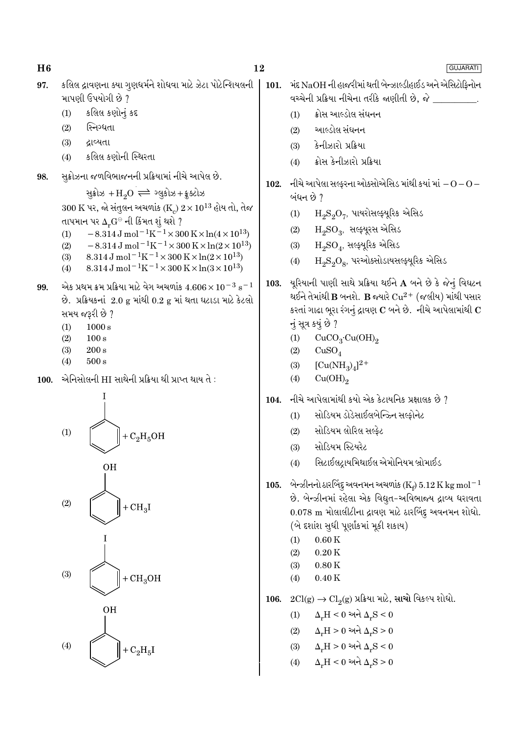97. કલિલ દ્રાવણના ક્યા ગુણધર્મને શોધવા માટે ઝેટા પોટેન્શિયલની માપણી ઉપયોગી છે ?

(1) કલિલ કણોનું કદ

(2) સ્નિગ્ધતા

(3) દ્રાવ્યતા

(4) કલિલ કણોની સ્થિરતા

98. સુક્રોઝના જળવિભાજનની પ્રક્રિયામાં નીચે આપેલ છે.

$$\text{સુક્રોઝ} + H_2O \rightleftharpoons \text{ગ્લુકોઝ} + \text{ફ્રુક્ટોઝ}$$

300 K પર, જો સંતુલન અચળાંક ($K_c$) $2 \times 10^{13}$ હોય તો, તેજ તાપમાન પર $\Delta_r G^\ominus$ ની કિંમત શું થશે ?

(1) $-8.314\,J\,mol^{-1}K^{-1} \times 300\,K \times \ln(4 \times 10^{13})$

(2) $-8.314\,J\,mol^{-1}K^{-1} \times 300\,K \times \ln(2 \times 10^{13})$

(3) $8.314\,J\,mol^{-1}K^{-1} \times 300\,K \times \ln(2 \times 10^{13})$

(4) $8.314\,J\,mol^{-1}K^{-1} \times 300\,K \times \ln(3 \times 10^{13})$

99. એક પ્રથમ ક્રમ પ્રક્રિયા માટે વેગ અચળાંક $4.606 \times 10^{-3}\,s^{-1}$ છે. પ્રક્રિયકનાં 2.0 g માંથી 0.2 g માં થતા ઘટાડા માટે કેટલો સમય જરૂરી છે ?

(1) 1000 s

(2) 100 s

(3) 200 s

(4) 500 s

100. એનિસોલની HI સાથેની પ્રક્રિયા થી પ્રાપ્ત થાય તે :

(1) આયોડોબેન્ઝિન + $C_2H_5OH$

(2) ફિનોલ + $CH_3I$

(3) આયોડોબેન્ઝિન + $CH_3OH$

(4) ફિનોલ + $C_2H_5I$

101. મંદ NaOH ની હાજરીમાં થતી બેન્ઝાલ્ડીહાઈડ અને એસિટોફિનોન વચ્ચેની પ્રક્રિયા નીચેના તરીકે જાણીતી છે, જે \_\_\_\_\_\_\_\_\_.

(1) ક્રોસ આલ્ડોલ સંઘનન

(2) આલ્ડોલ સંઘનન

(3) કેનીઝારો પ્રક્રિયા

(4) ક્રોસ કેનીઝારો પ્રક્રિયા

102. નીચે આપેલા સલ્ફરના ઓક્સોએસિડ માંથી કયાં માં – O – O – બંધન છે ?

(1) $H_2S_2O_7$, પાયરોસલ્ફ્યુરિક એસિડ

(2) $H_2SO_3$, સલ્ફ્યુરસ એસિડ

(3) $H_2SO_4$, સલ્ફ્યુરિક એસિડ

(4) $H_2S_2O_8$, પરઓક્સોડાયસલ્ફ્યુરિક એસિડ

103. યૂરિયાની પાણી સાથે પ્રક્રિયા થઈને A બને છે કે જેનું વિઘટન થઈને તેમાંથી B બનશે. B જ્યારે $Cu^{2+}$ (જલીય) માંથી પસાર કરતાં ગાઢા ભૂરા રંગનું દ્રાવણ C બને છે. નીચે આપેલામાંથી C નું સૂત્ર કયું છે ?

(1) $CuCO_3 \cdot Cu(OH)_2$

(2) $CuSO_4$

(3) $[Cu(NH_3)_4]^{2+}$

(4) $Cu(OH)_2$

104. નીચે આપેલામાંથી કયો એક કેટાયનિક પ્રક્ષાલક છે ?

(1) સોડિયમ ડોડેસાઈલબેન્ઝિન સલ્ફોનેટ

(2) સોડિયમ લોરિલ સલ્ફેટ

(3) સોડિયમ સ્ટિયરેટ

(4) સિટાઈલટ્રાયમિથાઈલ એમોનિયમ બ્રોમાઈડ

105. બેન્ઝીનનો ઠારબિંદુ અવનમન અચળાંક ($K_f$) $5.12\,K\,kg\,mol^{-1}$ છે. બેન્ઝીનમાં રહેલા એક વિદ્યુત-અવિભાજ્ય દ્રાવ્ય ધરાવતા 0.078 m મોલાલીટીના દ્રાવણ માટે ઠારબિંદુ અવનમન શોધો. (બે દશાંશ સુધી પૂર્ણાંકમાં મૂકી શકાય)

(1) 0.60 K

(2) 0.20 K

(3) 0.80 K

(4) 0.40 K

106. $2Cl(g) \rightarrow Cl_2(g)$ પ્રક્રિયા માટે, **સાચો** વિકલ્પ શોધો.

(1) $\Delta_r H < 0$ અને $\Delta_r S < 0$

(2) $\Delta_r H > 0$ અને $\Delta_r S > 0$

(3) $\Delta_r H > 0$ અને $\Delta_r S < 0$

(4) $\Delta_r H < 0$ અને $\Delta_r S > 0$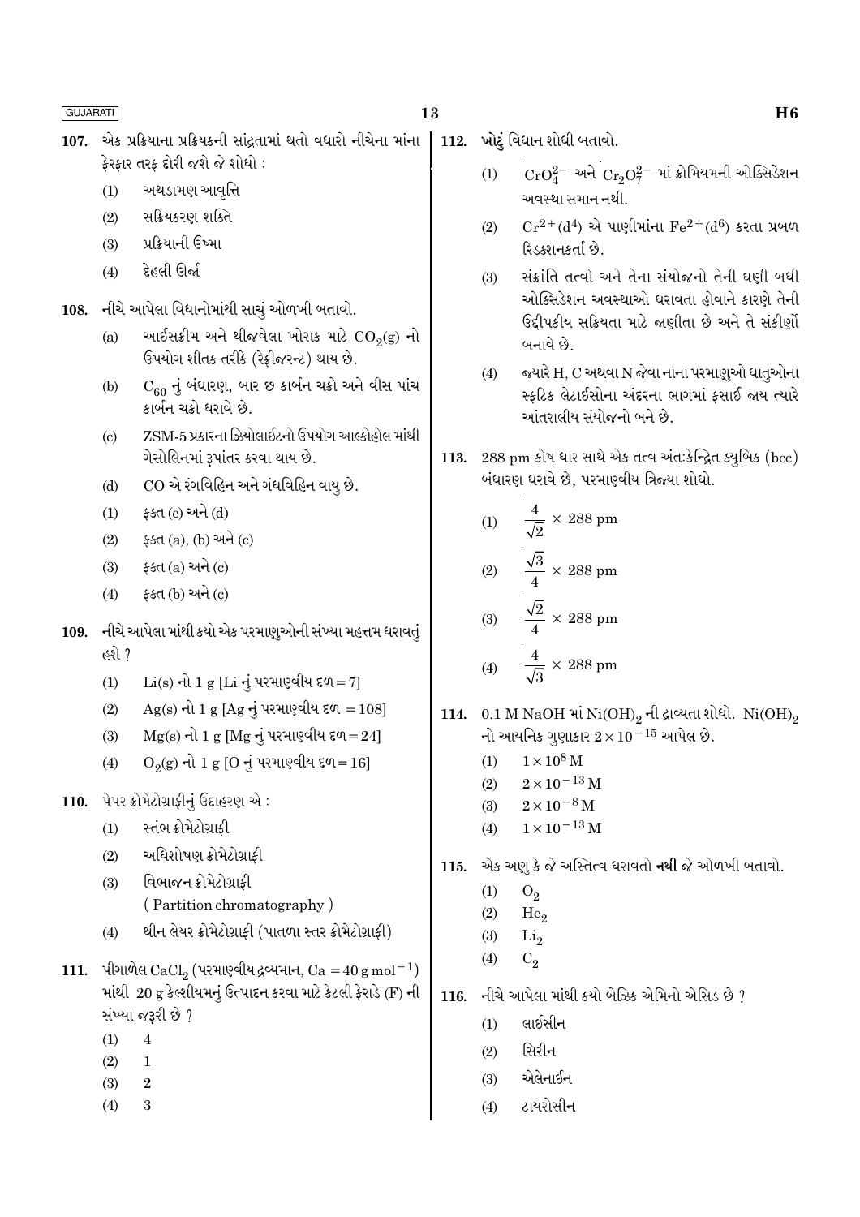107. એક પ્રક્રિયાના પ્રક્રિયકની સાંદ્રતામાં થતો વધારો નીચેના માંના ફેરફાર તરફ દોરી જશે જે શોધો :

(1) અથડામણ આવૃત્તિ

(2) સક્રિયકરણ શક્તિ

(3) પ્રક્રિયાની ઉષ્મા

(4) દેહલી ઊર્જા

108. નીચે આપેલા વિધાનોમાંથી સાચું ઓળખી બતાવો.

(a) આઈસક્રીમ અને થીજવેલા ખોરાક માટે $CO_2(g)$ નો ઉપયોગ શીતક તરીકે (રેફ્રીજરન્ટ) થાય છે.

(b) $C_{60}$ નું બંધારણ, બાર છ કાર્બન ચક્રો અને વીસ પાંચ કાર્બન ચક્રો ધરાવે છે.

(c) ZSM-5 પ્રકારના ઝિયોલાઈટનો ઉપયોગ આલ્કોહોલ માંથી ગેસોલિનમાં રૂપાંતર કરવા થાય છે.

(d) CO એ રંગવિહિન અને ગંધવિહિન વાયુ છે.

(1) ફક્ત (c) અને (d)

(2) ફક્ત (a), (b) અને (c)

(3) ફક્ત (a) અને (c)

(4) ફક્ત (b) અને (c)

109. નીચે આપેલા માંથી કયો એક પરમાણુઓની સંખ્યા મહત્તમ ધરાવતું હશે ?

(1) $Li(s)$ નો 1 g [Li નું પરમાણ્વીય દળ = 7]

(2) $Ag(s)$ નો 1 g [Ag નું પરમાણ્વીય દળ = 108]

(3) $Mg(s)$ નો 1 g [Mg નું પરમાણ્વીય દળ = 24]

(4) $O_2(g)$ નો 1 g [O નું પરમાણ્વીય દળ = 16]

110. પેપર ક્રોમેટોગ્રાફીનું ઉદાહરણ એ :

(1) સ્તંભ ક્રોમેટોગ્રાફી

(2) અધિશોષણ ક્રોમેટોગ્રાફી

(3) વિભાજન ક્રોમેટોગ્રાફી
( Partition chromatography )

(4) થીન લેયર ક્રોમેટોગ્રાફી (પાતળા સ્તર ક્રોમેટોગ્રાફી)

111. પીગાળેલ $CaCl_2$ (પરમાણ્વીય દ્રવ્યમાન, Ca = $40 \text{ g mol}^{-1}$) માંથી 20 g કેલ્શીયમનું ઉત્પાદન કરવા માટે કેટલી ફેરાડે (F) ની સંખ્યા જરૂરી છે ?

(1) 4

(2) 1

(3) 2

(4) 3

112. **ખોટું** વિધાન શોધી બતાવો.

(1) $CrO_4^{2-}$ અને $Cr_2O_7^{2-}$ માં ક્રોમિયમની ઓક્સિડેશન અવસ્થા સમાન નથી.

(2) $Cr^{2+}(d^4)$ એ પાણીમાંના $Fe^{2+}(d^6)$ કરતા પ્રબળ રિડક્શનકર્તા છે.

(3) સંક્રાંતિ તત્વો અને તેના સંયોજનો તેની ઘણી બધી ઓક્સિડેશન અવસ્થાઓ ધરાવતા હોવાને કારણે તેની ઉદ્દીપકીય સક્રિયતા માટે જાણીતા છે અને તે સંકીર્ણો બનાવે છે.

(4) જ્યારે H, C અથવા N જેવા નાના પરમાણુઓ ધાતુઓના સ્ફટિક લેટાઈસોના અંદરના ભાગમાં ફસાઈ જાય ત્યારે આંતરાલીય સંયોજનો બને છે.

113. 288 pm કોષ ધાર સાથે એક તત્વ અંતઃકેન્દ્રિત ક્યુબિક (bcc) બંધારણ ધરાવે છે, પરમાણ્વીય ત્રિજ્યા શોધો.

(1) $\frac{4}{\sqrt{2}} \times 288 \text{ pm}$

(2) $\frac{\sqrt{3}}{4} \times 288 \text{ pm}$

(3) $\frac{\sqrt{2}}{4} \times 288 \text{ pm}$

(4) $\frac{4}{\sqrt{3}} \times 288 \text{ pm}$

114. 0.1 M NaOH માં $Ni(OH)_2$ ની દ્રાવ્યતા શોધો. $Ni(OH)_2$ નો આયનિક ગુણાકાર $2 \times 10^{-15}$ આપેલ છે.

(1) $1 \times 10^{8}$ M

(2) $2 \times 10^{-13}$ M

(3) $2 \times 10^{-8}$ M

(4) $1 \times 10^{-13}$ M

115. એક અણુ કે જે અસ્તિત્વ ધરાવતો **નથી** જે ઓળખી બતાવો.

(1) $O_2$

(2) $He_2$

(3) $Li_2$

(4) $C_2$

116. નીચે આપેલા માંથી કયો બેઝિક એમિનો એસિડ છે ?

(1) લાઈસીન

(2) સિરીન

(3) એલેનાઈન

(4) ટાયરોસીન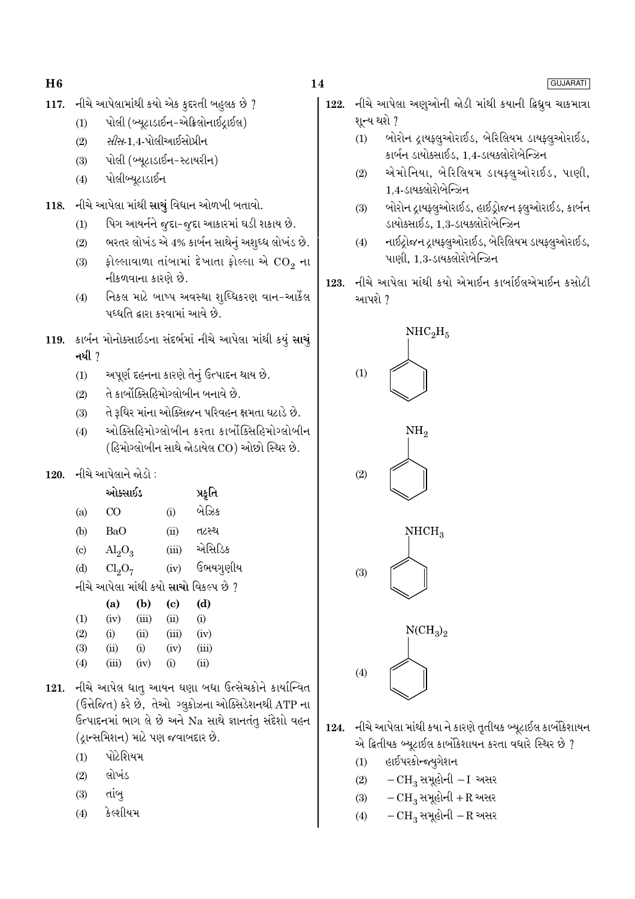**117.** નીચે આપેલામાંથી કયો એક કુદરતી બહુલક છે ?

(1) પોલી (બ્યૂટાડાઈન-એક્રિલોનાઈટ્રાઈલ)

(2) *સીસ*-1,4-પોલીઆઈસોપ્રીન

(3) પોલી (બ્યૂટાડાઈન-સ્ટાયરીન)

(4) પોલીબ્યૂટાડાઈન

**118.** નીચે આપેલા માંથી **સાચું** વિધાન ઓળખી બતાવો.

(1) પિગ આયર્નને જુદા-જુદા આકારમાં ઘડી શકાય છે.

(2) ભરતર લોખંડ એ 4% કાર્બન સાથેનું અશુધ્ધ લોખંડ છે.

(3) ફોલ્લાવાળા તાંબામાં દેખાતા ફોલ્લા એ $CO_2$ ના નીકળવાના કારણે છે.

(4) નિકલ માટે બાષ્પ અવસ્થા શુધ્ધિકરણ વાન-આર્કેલ પધ્ધતિ દ્વારા કરવામાં આવે છે.

**119.** કાર્બન મોનોક્સાઈડના સંદર્ભમાં નીચે આપેલા માંથી કયું **સાચું નથી** ?

(1) અપૂર્ણ દહનના કારણે તેનું ઉત્પાદન થાય છે.

(2) તે કાર્બોક્સિહિમોગ્લોબીન બનાવે છે.

(3) તે રૂધિર માંના ઓક્સિજન પરિવહન ક્ષમતા ઘટાડે છે.

(4) ઓક્સિહિમોગ્લોબીન કરતા કાર્બોક્સિહિમોગ્લોબીન (હિમોગ્લોબીન સાથે જોડાયેલ CO) ઓછો સ્થિર છે.

**120.** નીચે આપેલાને જોડો :

| | ઓક્સાઈડ | | પ્રકૃતિ |
|---|---|---|---|
| (a) | CO | (i) | બેઝિક |
| (b) | BaO | (ii) | તટસ્થ |
| (c) | $Al_2O_3$ | (iii) | એસિડિક |
| (d) | $Cl_2O_7$ | (iv) | ઉભયગુણીય |

નીચે આપેલા માંથી કયો **સાચો** વિકલ્પ છે ?

| | (a) | (b) | (c) | (d) |
|---|---|---|---|---|
| (1) | (iv) | (iii) | (ii) | (i) |
| (2) | (i) | (ii) | (iii) | (iv) |
| (3) | (ii) | (i) | (iv) | (iii) |
| (4) | (iii) | (iv) | (i) | (ii) |

**121.** નીચે આપેલ ધાતુ આયન ઘણા બધા ઉત્સેચકોને કાર્યાન્વિત (ઉત્તેજિત) કરે છે, તેઓ ગ્લુકોઝના ઓક્સિડેશનથી ATP ના ઉત્પાદનમાં ભાગ લે છે અને Na સાથે જ્ઞાનતંતુ સંદેશો વહન (ટ્રાન્સમિશન) માટે પણ જવાબદાર છે.

(1) પોટેશિયમ

(2) લોખંડ

(3) તાંબુ

(4) કેલ્શીયમ

**122.** નીચે આપેલા અણુઓની જોડી માંથી કયાની દ્વિધ્રુવ ચાકમાત્રા શૂન્ય થશે ?

(1) બોરોન ટ્રાયફ્લુઓરાઈડ, બેરિલિયમ ડાયફ્લુઓરાઈડ, કાર્બન ડાયોક્સાઈડ, 1,4-ડાયક્લોરોબેન્ઝિન

(2) એમોનિયા, બેરિલિયમ ડાયફ્લુઓરાઈડ, પાણી, 1,4-ડાયક્લોરોબેન્ઝિન

(3) બોરોન ટ્રાયફ્લુઓરાઈડ, હાઈડ્રોજન ફ્લુઓરાઈડ, કાર્બન ડાયોક્સાઈડ, 1,3-ડાયક્લોરોબેન્ઝિન

(4) નાઈટ્રોજન ટ્રાયફ્લુઓરાઈડ, બેરિલિયમ ડાયફ્લુઓરાઈડ, પાણી, 1,3-ડાયક્લોરોબેન્ઝિન

**123.** નીચે આપેલા માંથી કયો એમાઈન કાર્બાઈલએમાઈન કસોટી આપશે ?

(1) $C_6H_5-NHC_2H_5$

(2) $C_6H_5-NH_2$

(3) $C_6H_5-NHCH_3$

(4) $C_6H_5-N(CH_3)_2$

**124.** નીચે આપેલા માંથી કયા ને કારણે તૃતીયક બ્યૂટાઈલ કાર્બોકેશાયન એ દ્વિતીયક બ્યૂટાઈલ કાર્બોકેશાયન કરતા વધારે સ્થિર છે ?

(1) હાઈપરકોન્જ્યુગેશન

(2) $-CH_3$ સમૂહોની $-I$ અસર

(3) $-CH_3$ સમૂહોની $+R$ અસર

(4) $-CH_3$ સમૂહોની $-R$ અસર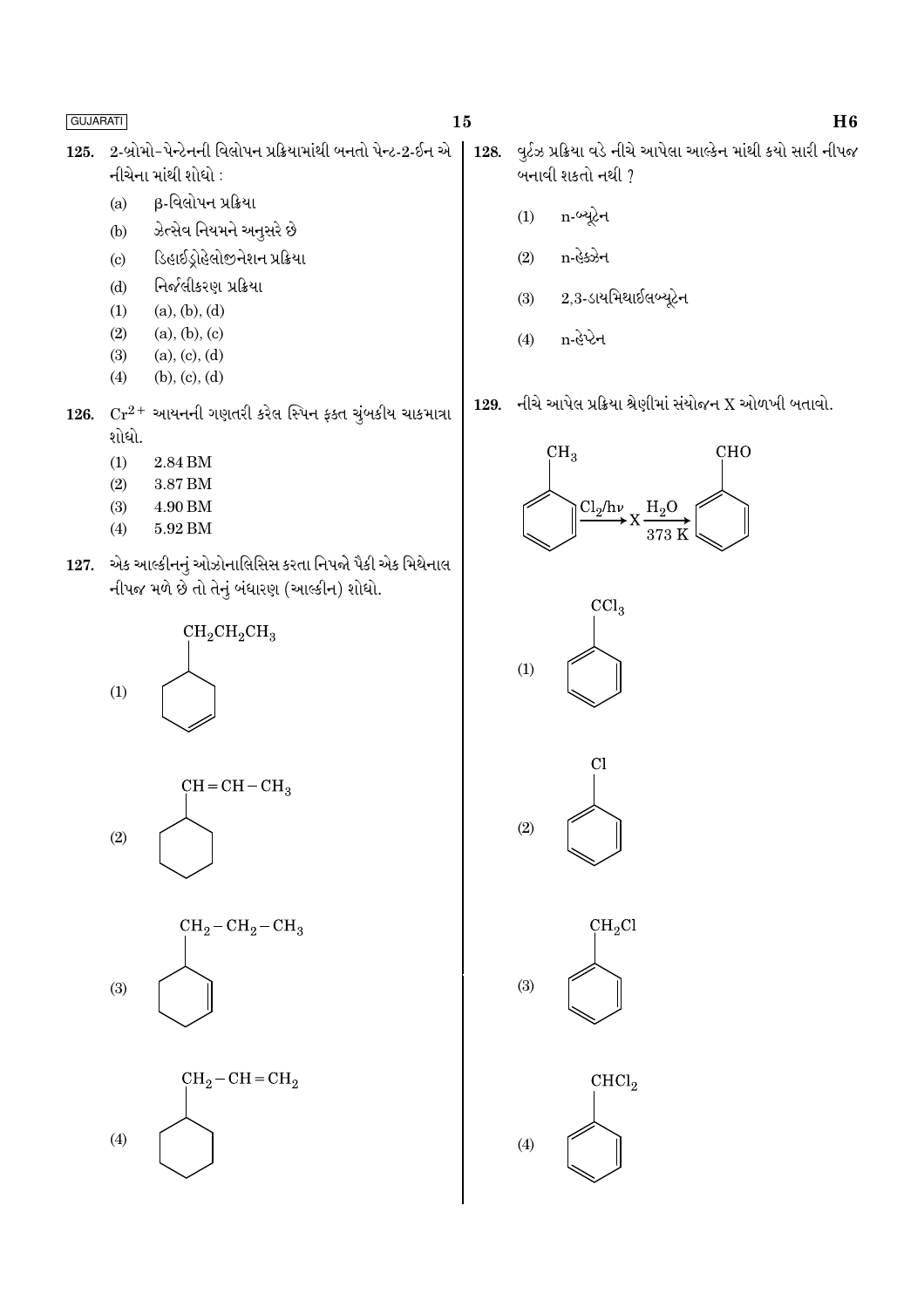125. 2-બ્રોમો-પેન્ટેનની વિલોપન પ્રક્રિયામાંથી બનતો પેન્ટ-2-ઈન એ નીચેના માંથી શોધો :

(a) β-વિલોપન પ્રક્રિયા
(b) ઝેત્સેવ નિયમને અનુસરે છે
(c) ડિહાઈડ્રોહેલોજીનેશન પ્રક્રિયા
(d) નિર્જલીકરણ પ્રક્રિયા

(1) (a), (b), (d)
(2) (a), (b), (c)
(3) (a), (c), (d)
(4) (b), (c), (d)

126. $Cr^{2+}$ આયનની ગણતરી કરેલ સ્પિન ફક્ત ચુંબકીય ચાકમાત્રા શોધો.

(1) 2.84 BM
(2) 3.87 BM
(3) 4.90 BM
(4) 5.92 BM

127. એક આલ્કીનનું ઓઝોનાલિસિસ કરતા નિપજો પૈકી એક મિથેનાલ નીપજ મળે છે તો તેનું બંધારણ (આલ્કીન) શોધો.

(1) $CH_2CH_2CH_3$ (cyclohexene ring with $CH_2CH_2CH_3$ substituent)

(2) $CH=CH-CH_3$ (cyclohexane ring with $CH=CH-CH_3$ substituent)

(3) $CH_2-CH_2-CH_3$ (cyclohexene ring with $CH_2-CH_2-CH_3$ substituent)

(4) $CH_2-CH=CH_2$ (cyclohexane ring with $CH_2-CH=CH_2$ substituent)

128. વુર્ટ્ઝ પ્રક્રિયા વડે નીચે આપેલા આલ્કેન માંથી કયો સારી નીપજ બનાવી શકતો નથી ?

(1) n-બ્યૂટેન
(2) n-હેક્ઝેન
(3) 2,3-ડાયમિથાઈલબ્યૂટેન
(4) n-હેપ્ટેન

129. નીચે આપેલ પ્રક્રિયા શ્રેણીમાં સંયોજન X ઓળખી બતાવો.

$$C_6H_5CH_3 \xrightarrow{Cl_2/h\nu} X \xrightarrow[373\ K]{H_2O} C_6H_5CHO$$

(1) $C_6H_5CCl_3$
(2) $C_6H_5Cl$
(3) $C_6H_5CH_2Cl$
(4) $C_6H_5CHCl_2$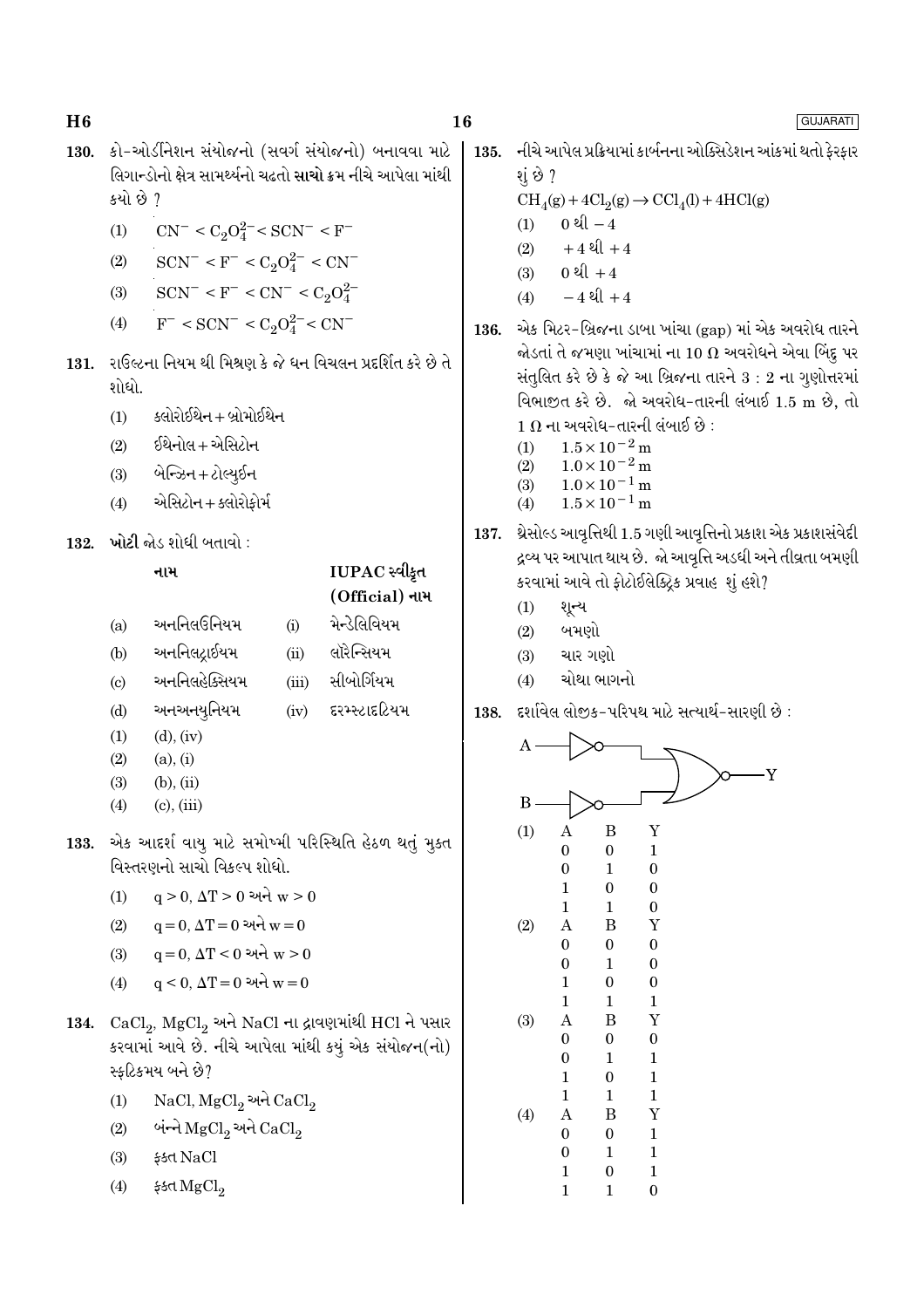130. કો-ઓર્ડીનેશન સંયોજનો (સવર્ગ સંયોજનો) બનાવવા માટે લિગાન્ડોનો ક્ષેત્ર સામર્થ્યનો ચઢતો **સાચો** ક્રમ નીચે આપેલા માંથી કયો છે ?

(1) $CN^- < C_2O_4^{2-} < SCN^- < F^-$

(2) $SCN^- < F^- < C_2O_4^{2-} < CN^-$

(3) $SCN^- < F^- < CN^- < C_2O_4^{2-}$

(4) $F^- < SCN^- < C_2O_4^{2-} < CN^-$

131. રાઉલ્ટના નિયમ થી મિશ્રણ કે જે ધન વિચલન પ્રદર્શિત કરે છે તે શોધો.

(1) ક્લોરોઈથેન + બ્રોમોઈથેન

(2) ઈથેનોલ + એસિટોન

(3) બેન્ઝિન + ટોલ્યુઈન

(4) એસિટોન + ક્લોરોફોર્મ

132. **ખોટી** જોડ શોધી બતાવો :

| | નામ | | IUPAC સ્વીકૃત (Official) નામ |
|---|---|---|---|
| (a) | અનનિલઉનિયમ | (i) | મેન્ડેલિવિયમ |
| (b) | અનનિલટ્રાઈયમ | (ii) | લૉરેન્સિયમ |
| (c) | અનનિલહેક્સિયમ | (iii) | સીબોર્ગિયમ |
| (d) | અનઅનયુનિયમ | (iv) | દરમ્સ્ટાદટિયમ |

(1) (d), (iv)

(2) (a), (i)

(3) (b), (ii)

(4) (c), (iii)

133. એક આદર્શ વાયુ માટે સમોષ્મી પરિસ્થિતિ હેઠળ થતું મુક્ત વિસ્તરણનો સાચો વિકલ્પ શોધો.

(1) $q > 0, \Delta T > 0$ અને $w > 0$

(2) $q = 0, \Delta T = 0$ અને $w = 0$

(3) $q = 0, \Delta T < 0$ અને $w > 0$

(4) $q < 0, \Delta T = 0$ અને $w = 0$

134. $CaCl_2$, $MgCl_2$ અને NaCl ના દ્રાવણમાંથી HCl ને પસાર કરવામાં આવે છે. નીચે આપેલા માંથી કયું એક સંયોજન(નો) સ્ફટિકમય બને છે?

(1) NaCl, $MgCl_2$ અને $CaCl_2$

(2) બંન્ને $MgCl_2$ અને $CaCl_2$

(3) ફક્ત NaCl

(4) ફક્ત $MgCl_2$

135. નીચે આપેલ પ્રક્રિયામાં કાર્બનના ઓક્સિડેશન આંકમાં થતો ફેરફાર શું છે ?

$CH_4(g) + 4Cl_2(g) \rightarrow CCl_4(l) + 4HCl(g)$

(1) 0 થી −4

(2) +4 થી +4

(3) 0 થી +4

(4) −4 થી +4

136. એક મિટર-બ્રિજના ડાબા ખાંચા (gap) માં એક અવરોધ તારને જોડતાં તે જમણા ખાંચામાં ના 10 Ω અવરોધને એવા બિંદુ પર સંતુલિત કરે છે કે જે આ બ્રિજના તારને 3 : 2 ના ગુણોત્તરમાં વિભાજીત કરે છે. જો અવરોધ-તારની લંબાઈ 1.5 m છે, તો 1 Ω ના અવરોધ-તારની લંબાઈ છે :

(1) $1.5 \times 10^{-2}$ m

(2) $1.0 \times 10^{-2}$ m

(3) $1.0 \times 10^{-1}$ m

(4) $1.5 \times 10^{-1}$ m

137. થ્રેસોલ્ડ આવૃત્તિથી 1.5 ગણી આવૃત્તિનો પ્રકાશ એક પ્રકાશસંવેદી દ્રવ્ય પર આપાત થાય છે. જો આવૃત્તિ અડધી અને તીવ્રતા બમણી કરવામાં આવે તો ફોટોઈલેક્ટ્રિક પ્રવાહ શું હશે?

(1) શૂન્ય

(2) બમણો

(3) ચાર ગણો

(4) ચોથા ભાગનો

138. દર્શાવેલ લોજીક-પરિપથ માટે સત્યાર્થ-સારણી છે :

(1)

| A | B | Y |
|---|---|---|
| 0 | 0 | 1 |
| 0 | 1 | 0 |
| 1 | 0 | 0 |
| 1 | 1 | 0 |

(2)

| A | B | Y |
|---|---|---|
| 0 | 0 | 0 |
| 0 | 1 | 0 |
| 1 | 0 | 0 |
| 1 | 1 | 1 |

(3)

| A | B | Y |
|---|---|---|
| 0 | 0 | 0 |
| 0 | 1 | 1 |
| 1 | 0 | 1 |
| 1 | 1 | 1 |

(4)

| A | B | Y |
|---|---|---|
| 0 | 0 | 1 |
| 0 | 1 | 1 |
| 1 | 0 | 1 |
| 1 | 1 | 0 |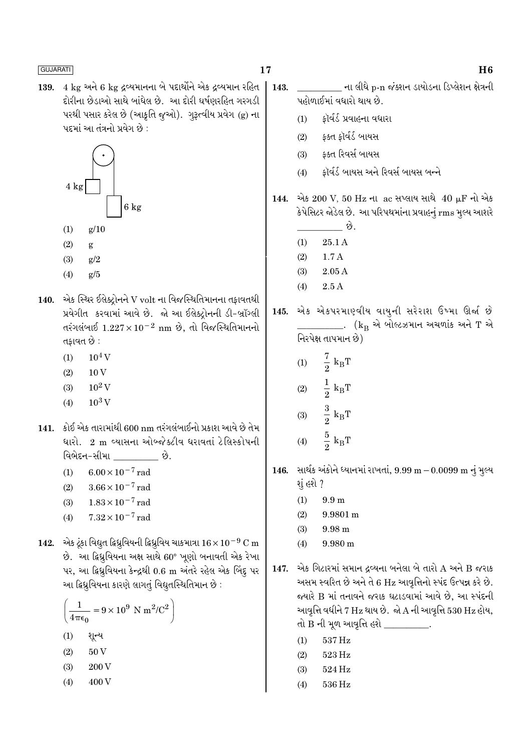**139.** 4 kg અને 6 kg દ્રવ્યમાનના બે પદાર્થોને એક દ્રવ્યમાન રહિત દોરીના છેડાઓ સાથે બાંધેલ છે. આ દોરી ઘર્ષણરહિત ગરગડી પરથી પસાર કરેલ છે (આકૃતિ જુઓ). ગુરૂત્વીય પ્રવેગ (g) ના પદમાં આ તંત્રનો પ્રવેગ છે :

4 kg

6 kg

(1) g/10

(2) g

(3) g/2

(4) g/5

**140.** એક સ્થિર ઈલેક્ટ્રોનને V volt ના વિજસ્થિતિમાનના તફાવતથી પ્રવેગીત કરવામાં આવે છે. જો આ ઈલેક્ટ્રોનની ડી-બ્રૉગ્લી તરંગલંબાઈ $1.227 \times 10^{-2}$ nm છે, તો વિજસ્થિતિમાનનો તફાવત છે :

(1) $10^4$ V

(2) 10 V

(3) $10^2$ V

(4) $10^3$ V

**141.** કોઈ એક તારામાંથી 600 nm તરંગલંબાઈનો પ્રકાશ આવે છે તેમ ધારો. 2 m વ્યાસના ઓબ્જેક્ટીવ ધરાવતાં ટેલિસ્કોપની વિભેદન-સીમા \_\_\_\_\_\_\_\_\_ છે.

(1) $6.00 \times 10^{-7}$ rad

(2) $3.66 \times 10^{-7}$ rad

(3) $1.83 \times 10^{-7}$ rad

(4) $7.32 \times 10^{-7}$ rad

**142.** એક ટૂંકા વિદ્યુત દ્વિધ્રુવિયની દ્વિધ્રુવિય ચાકમાત્રા $16 \times 10^{-9}$ C m છે. આ દ્વિધ્રુવિયના અક્ષ સાથે 60° ખૂણો બનાવતી એક રેખા પર, આ દ્વિધ્રુવિયના કેન્દ્રથી 0.6 m અંતરે રહેલ એક બિંદુ પર આ દ્વિધ્રુવિયના કારણે લાગતું વિદ્યુતસ્થિતિમાન છે :

$$\left(\frac{1}{4\pi\epsilon_0} = 9 \times 10^9 \text{ N m}^2/\text{C}^2\right)$$

(1) શૂન્ય

(2) 50 V

(3) 200 V

(4) 400 V

**143.** \_\_\_\_\_\_\_\_\_ ના લીધે p-n જંક્શન ડાયોડના ડિપ્લેશન ક્ષેત્રની પહોળાઈમાં વધારો થાય છે.

(1) ફૉર્વર્ડ પ્રવાહના વધારા

(2) ફક્ત ફૉર્વર્ડ બાયસ

(3) ફક્ત રિવર્સ બાયસ

(4) ફૉર્વર્ડ બાયસ અને રિવર્સ બાયસ બન્ને

**144.** એક 200 V, 50 Hz ના ac સપ્લાય સાથે 40 μF નો એક કેપેસિટર જોડેલ છે. આ પરિપથમાંના પ્રવાહનું rms મુલ્ય આશરે \_\_\_\_\_\_\_\_\_ છે.

(1) 25.1 A

(2) 1.7 A

(3) 2.05 A

(4) 2.5 A

**145.** એક એકપરમાણ્વીય વાયુની સરેરાશ ઉષ્મા ઊર્જા છે \_\_\_\_\_\_\_\_\_. ($k_B$ એ બોલ્ટ્ઝમાન અચળાંક અને T એ નિરપેક્ષ તાપમાન છે)

(1) $\frac{7}{2} k_B T$

(2) $\frac{1}{2} k_B T$

(3) $\frac{3}{2} k_B T$

(4) $\frac{5}{2} k_B T$

**146.** સાર્થક અંકોને ધ્યાનમાં રાખતાં, 9.99 m − 0.0099 m નું મુલ્ય શું હશે ?

(1) 9.9 m

(2) 9.9801 m

(3) 9.98 m

(4) 9.980 m

**147.** એક ગિટારમાં સમાન દ્રવ્યના બનેલા બે તારો A અને B જરાક અસમ સ્વરિત છે અને તે 6 Hz આવૃત્તિનો સ્પંદ ઉત્પન્ન કરે છે. જ્યારે B માં તનાવને જરાક ઘટાડવામાં આવે છે, આ સ્પંદની આવૃત્તિ વધીને 7 Hz થાય છે. જો A ની આવૃત્તિ 530 Hz હોય, તો B ની મૂળ આવૃત્તિ હશે \_\_\_\_\_\_\_\_\_.

(1) 537 Hz

(2) 523 Hz

(3) 524 Hz

(4) 536 Hz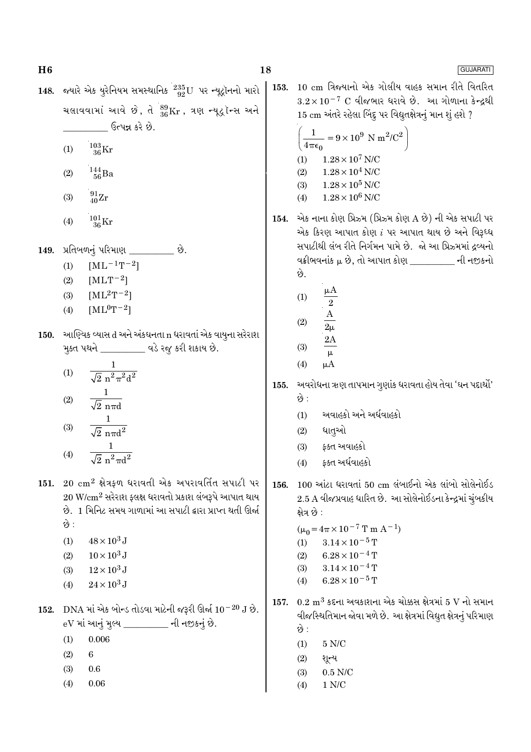148. જ્યારે એક યુરેનિયમ સમસ્થાનિક $^{235}_{92}U$ પર ન્યૂટ્રોનનો મારો ચલાવવામાં આવે છે, તે $^{89}_{36}Kr$ , ત્રણ ન્યૂટ્રોન્સ અને __________ ઉત્પન્ન કરે છે.

(1) $^{103}_{36}Kr$

(2) $^{144}_{56}Ba$

(3) $^{91}_{40}Zr$

(4) $^{101}_{36}Kr$

149. પ્રતિબળનું પરિમાણ __________ છે.

(1) $[ML^{-1}T^{-2}]$

(2) $[MLT^{-2}]$

(3) $[ML^{2}T^{-2}]$

(4) $[ML^{0}T^{-2}]$

150. આણ્વિક વ્યાસ d અને અંકઘનતા n ધરાવતાં એક વાયુના સરેરાશ મુક્ત પથને __________ વડે રજુ કરી શકાય છે.

(1) $\frac{1}{\sqrt{2}\, n^2\pi^2 d^2}$

(2) $\frac{1}{\sqrt{2}\, n\pi d}$

(3) $\frac{1}{\sqrt{2}\, n\pi d^2}$

(4) $\frac{1}{\sqrt{2}\, n^2\pi d^2}$

151. 20 $cm^2$ ક્ષેત્રફળ ધરાવતી એક અપરાવર્તિત સપાટી પર 20 $W/cm^2$ સરેરાશ ફ્લક્ષ ધરાવતો પ્રકાશ લંબરૂપે આપાત થાય છે. 1 મિનિટ સમય ગાળામાં આ સપાટી દ્વારા પ્રાપ્ત થતી ઊર્જા છે :

(1) $48 \times 10^3$ J

(2) $10 \times 10^3$ J

(3) $12 \times 10^3$ J

(4) $24 \times 10^3$ J

152. DNA માં એક બોન્ડ તોડવા માટેની જરૂરી ઊર્જા $10^{-20}$ J છે. eV માં આનું મુલ્ય __________ ની નજીકનું છે.

(1) 0.006

(2) 6

(3) 0.6

(4) 0.06

153. 10 cm ત્રિજ્યાનો એક ગોલીય વાહક સમાન રીતે વિતરિત $3.2 \times 10^{-7}$ C વીજભાર ધરાવે છે. આ ગોળાના કેન્દ્રથી 15 cm અંતરે રહેલા બિંદુ પર વિદ્યુતક્ષેત્રનું માન શું હશે ?

$\left(\frac{1}{4\pi\epsilon_0} = 9 \times 10^9 \text{ N m}^2/\text{C}^2\right)$

(1) $1.28 \times 10^7$ N/C

(2) $1.28 \times 10^4$ N/C

(3) $1.28 \times 10^5$ N/C

(4) $1.28 \times 10^6$ N/C

154. એક નાના કોણ પ્રિઝમ (પ્રિઝમ કોણ A છે) ની એક સપાટી પર એક કિરણ આપાત કોણ $i$ પર આપાત થાય છે અને વિરૂધ્ધ સપાટીથી લંબ રીતે નિર્ગમન પામે છે. જો આ પ્રિઝમમાં દ્રવ્યનો વક્રીભવનાંક $\mu$ છે, તો આપાત કોણ __________ ની નજીકનો છે.

(1) $\frac{\mu A}{2}$

(2) $\frac{A}{2\mu}$

(3) $\frac{2A}{\mu}$

(4) $\mu A$

155. અવરોધના ઋણ તાપમાન ગુણાંક ધરાવતા હોય તેવા 'ઘન પદાર્થો' છે :

(1) અવાહકો અને અર્ધવાહકો

(2) ધાતુઓ

(3) ફક્ત અવાહકો

(4) ફક્ત અર્ધવાહકો

156. 100 આંટા ધરાવતાં 50 cm લંબાઈનો એક લાંબો સોલેનોઈડ 2.5 A વીજપ્રવાહ ધારિત છે. આ સોલેનોઈડના કેન્દ્રમાં ચુંબકીય ક્ષેત્ર છે :

$(\mu_0 = 4\pi \times 10^{-7} \text{ T m A}^{-1})$

(1) $3.14 \times 10^{-5}$ T

(2) $6.28 \times 10^{-4}$ T

(3) $3.14 \times 10^{-4}$ T

(4) $6.28 \times 10^{-5}$ T

157. 0.2 $m^3$ કદના અવકાશના એક ચોક્કસ ક્ષેત્રમાં 5 V નો સમાન વીજસ્થિતિમાન જોવા મળે છે. આ ક્ષેત્રમાં વિદ્યુત ક્ષેત્રનું પરિમાણ છે :

(1) 5 N/C

(2) શૂન્ય

(3) 0.5 N/C

(4) 1 N/C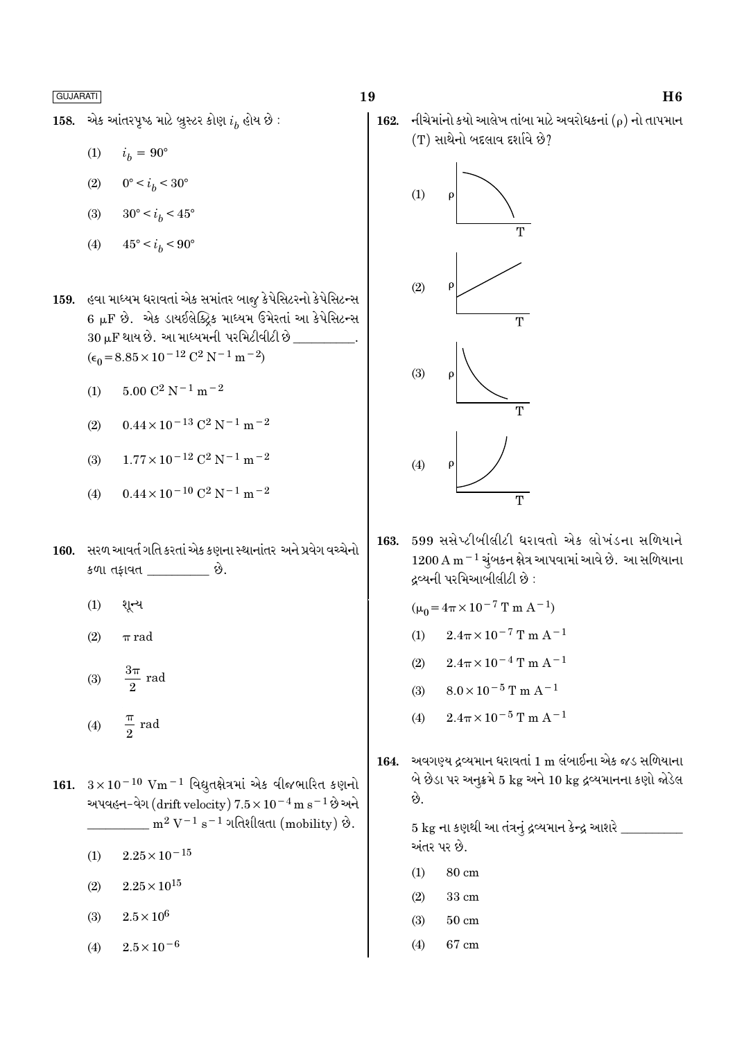158. એક આંતરપૃષ્ઠ માટે બ્રુસ્ટર કોણ $i_b$ હોય છે :

(1) $i_b = 90°$

(2) $0° < i_b < 30°$

(3) $30° < i_b < 45°$

(4) $45° < i_b < 90°$

159. હવા માધ્યમ ધરાવતાં એક સમાંતર બાજુ કેપેસિટરનો કેપેસિટન્સ 6 μF છે. એક ડાયઈલેક્ટ્રિક માધ્યમ ઉમેરતાં આ કેપેસિટન્સ 30 μF થાય છે. આ માધ્યમની પરમિટીવીટી છે \_\_\_\_\_\_\_\_.
($\epsilon_0 = 8.85 \times 10^{-12}\ C^2\ N^{-1}\ m^{-2}$)

(1) $5.00\ C^2\ N^{-1}\ m^{-2}$

(2) $0.44 \times 10^{-13}\ C^2\ N^{-1}\ m^{-2}$

(3) $1.77 \times 10^{-12}\ C^2\ N^{-1}\ m^{-2}$

(4) $0.44 \times 10^{-10}\ C^2\ N^{-1}\ m^{-2}$

160. સરળ આવર્ત ગતિ કરતાં એક કણના સ્થાનાંતર અને પ્રવેગ વચ્ચેનો કળા તફાવત \_\_\_\_\_\_\_\_ છે.

(1) શૂન્ય

(2) $\pi$ rad

(3) $\frac{3\pi}{2}$ rad

(4) $\frac{\pi}{2}$ rad

161. $3 \times 10^{-10}\ Vm^{-1}$ વિદ્યુતક્ષેત્રમાં એક વીજભારિત કણનો અપવહન-વેગ (drift velocity) $7.5 \times 10^{-4}\ m\ s^{-1}$ છે અને \_\_\_\_\_\_\_\_ $m^2\ V^{-1}\ s^{-1}$ ગતિશીલતા (mobility) છે.

(1) $2.25 \times 10^{-15}$

(2) $2.25 \times 10^{15}$

(3) $2.5 \times 10^{6}$

(4) $2.5 \times 10^{-6}$

162. નીચેમાંનો કયો આલેખ તાંબા માટે અવરોધકનાં ($\rho$) નો તાપમાન (T) સાથેનો બદલાવ દર્શાવે છે?

(1) [ρ–T graph]

(2) [ρ–T graph]

(3) [ρ–T graph]

(4) [ρ–T graph]

163. 599 સસેપ્ટીબીલીટી ધરાવતો એક લોખંડના સળિયાને $1200\ A\ m^{-1}$ ચુંબકન ક્ષેત્ર આપવામાં આવે છે. આ સળિયાના દ્રવ્યની પરમિઆબીલીટી છે :

($\mu_0 = 4\pi \times 10^{-7}\ T\ m\ A^{-1}$)

(1) $2.4\pi \times 10^{-7}\ T\ m\ A^{-1}$

(2) $2.4\pi \times 10^{-4}\ T\ m\ A^{-1}$

(3) $8.0 \times 10^{-5}\ T\ m\ A^{-1}$

(4) $2.4\pi \times 10^{-5}\ T\ m\ A^{-1}$

164. અવગણ્ય દ્રવ્યમાન ધરાવતાં 1 m લંબાઈના એક જડ સળિયાના બે છેડા પર અનુક્રમે 5 kg અને 10 kg દ્રવ્યમાનના કણો જોડેલ છે.

5 kg ના કણથી આ તંત્રનું દ્રવ્યમાન કેન્દ્ર આશરે \_\_\_\_\_\_\_\_ અંતર પર છે.

(1) 80 cm

(2) 33 cm

(3) 50 cm

(4) 67 cm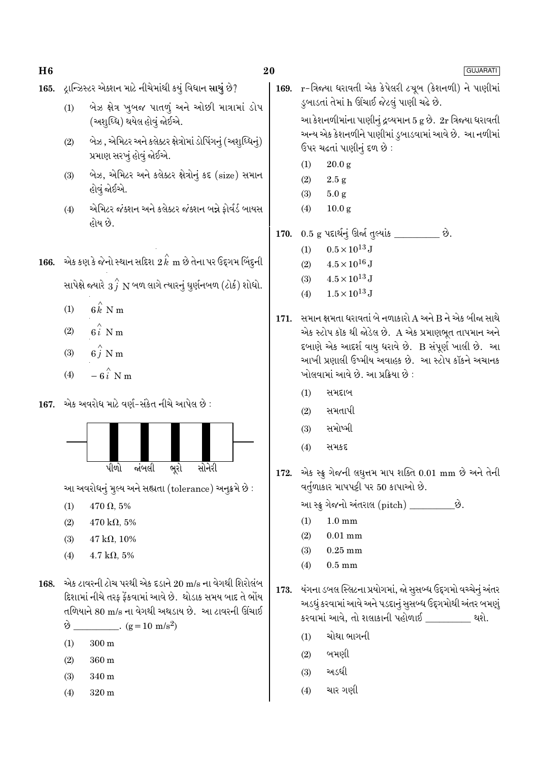165. ટ્રાન્ઝિસ્ટર એક્શન માટે નીચેમાંથી કયું વિધાન **સાચું** છે?

(1) બેઝ ક્ષેત્ર ખુબજ પાતળું અને ઓછી માત્રામાં ડોપ (અશુધ્ધિ) થયેલ હોવું જોઈએ.

(2) બેઝ, એમિટર અને કલેક્ટર ક્ષેત્રોમાં ડોપિંગનું (અશુધ્ધિનું) પ્રમાણ સરખું હોવું જોઈએ.

(3) બેઝ, એમિટર અને કલેક્ટર ક્ષેત્રોનું કદ (size) સમાન હોવું જોઈએ.

(4) એમિટર જંક્શન અને કલેક્ટર જંક્શન બન્ને ફોર્વર્ડ બાયસ હોય છે.

166. એક કણ કે જેનો સ્થાન સદિશ $2\hat{k}$ m છે તેના પર ઉદ્દગમ બિંદુની સાપેક્ષે જ્યારે $3\hat{j}$ N બળ લાગે ત્યારનું ઘુર્ણનબળ (ટોર્ક) શોધો.

(1) $6\hat{k}$ N m

(2) $6\hat{i}$ N m

(3) $6\hat{j}$ N m

(4) $-6\hat{i}$ N m

167. એક અવરોધ માટે વર્ણ-સંકેત નીચે આપેલ છે :

પીળો જાંબલી ભૂરો સોનેરી

આ અવરોધનું મુલ્ય અને સહ્યતા (tolerance) અનુક્રમે છે :

(1) 470 Ω, 5%

(2) 470 kΩ, 5%

(3) 47 kΩ, 10%

(4) 4.7 kΩ, 5%

168. એક ટાવરની ટોચ પરથી એક દડાને 20 m/s ના વેગથી શિરોલંબ દિશામાં નીચે તરફ ફેંકવામાં આવે છે. થોડાક સમય બાદ તે ભોંય તળિયાને 80 m/s ના વેગથી અથડાય છે. આ ટાવરની ઊંચાઈ છે \_\_\_\_\_\_\_\_\_\_. ($g=10$ m/s$^2$)

(1) 300 m

(2) 360 m

(3) 340 m

(4) 320 m

169. r-ત્રિજ્યા ધરાવતી એક કેપેલરી ટ્યૂબ (કેશનળી) ને પાણીમાં ડુબાડતાં તેમાં h ઊંચાઈ જેટલું પાણી ચઢે છે.

આ કેશનળીમાંના પાણીનું દ્રવ્યમાન 5 g છે. 2r ત્રિજ્યા ધરાવતી અન્ય એક કેશનળીને પાણીમાં ડુબાડવામાં આવે છે. આ નળીમાં ઉપર ચઢતાં પાણીનું દળ છે :

(1) 20.0 g

(2) 2.5 g

(3) 5.0 g

(4) 10.0 g

170. 0.5 g પદાર્થનું ઊર્જા તુલ્યાંક \_\_\_\_\_\_\_\_\_\_ છે.

(1) $0.5\times10^{13}$ J

(2) $4.5\times10^{16}$ J

(3) $4.5\times10^{13}$ J

(4) $1.5\times10^{13}$ J

171. સમાન ક્ષમતા ધરાવતાં બે નળાકારો A અને B ને એક બીજા સાથે એક સ્ટોપ કૉક થી જોડેલ છે. A એક પ્રમાણભૂત તાપમાન અને દબાણે એક આદર્શ વાયુ ધરાવે છે. B સંપૂર્ણ ખાલી છે. આ આખી પ્રણાલી ઉષ્મીય અવાહક છે. આ સ્ટોપ કૉકને અચાનક ખોલવામાં આવે છે. આ પ્રક્રિયા છે :

(1) સમદાબ

(2) સમતાપી

(3) સમોષ્મી

(4) સમકદ

172. એક સ્ક્રુ ગેજની લઘુત્તમ માપ શક્તિ 0.01 mm છે અને તેની વર્તુળાકાર માપપટ્ટી પર 50 કાપાઓ છે.

આ સ્ક્રુ ગેજનો અંતરાલ (pitch) \_\_\_\_\_\_\_\_\_\_છે.

(1) 1.0 mm

(2) 0.01 mm

(3) 0.25 mm

(4) 0.5 mm

173. યંગના ડબલ સ્લિટના પ્રયોગમાં, જો સુસબ્ધ ઉદ્દગમો વચ્ચેનું અંતર અડધું કરવામાં આવે અને પડદાનું સુસબ્ધ ઉદ્દગમોથી અંતર બમણું કરવામાં આવે, તો શલાકાની પહોળાઈ \_\_\_\_\_\_\_\_\_\_ થશે.

(1) ચોથા ભાગની

(2) બમણી

(3) અડધી

(4) ચાર ગણી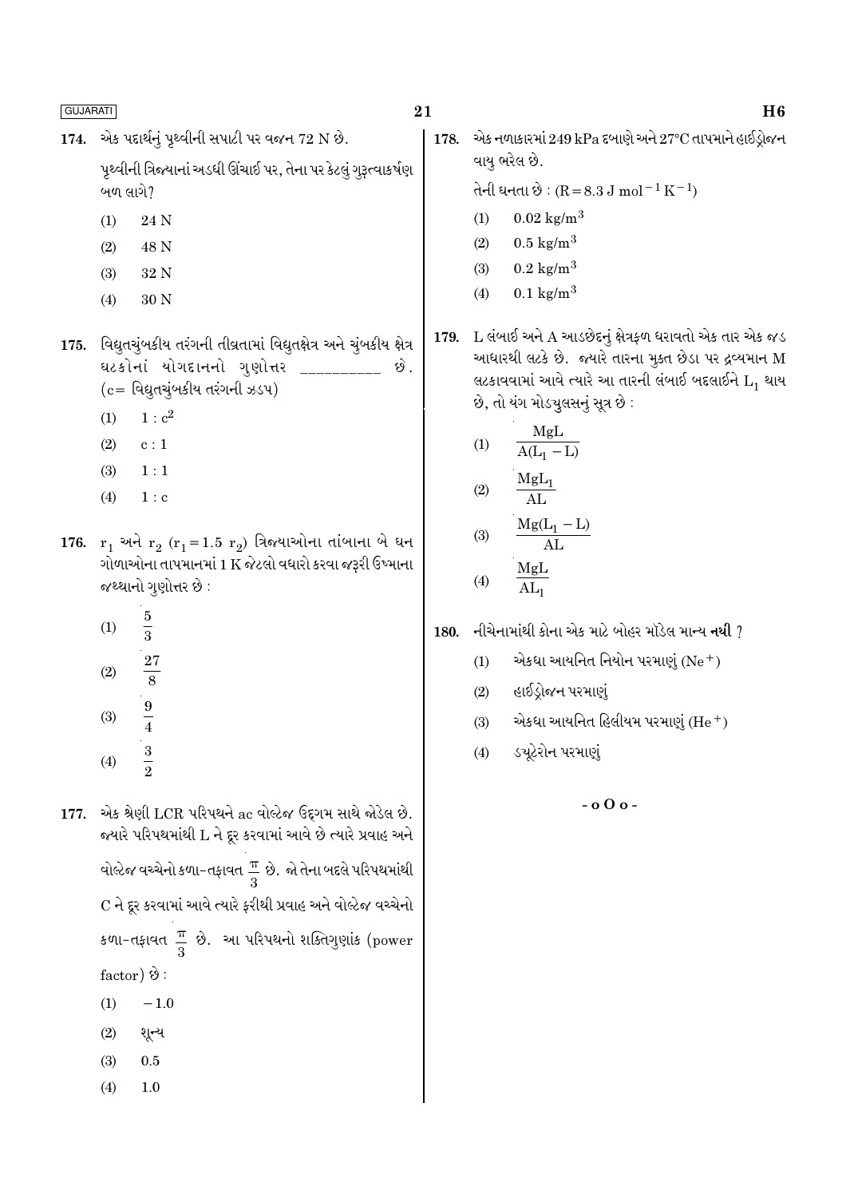174. એક પદાર્થનું પૃથ્વીની સપાટી પર વજન 72 N છે.

પૃથ્વીની ત્રિજ્યાનાં અડધી ઊંચાઈ પર, તેના પર કેટલું ગુરૂત્વાકર્ષણ બળ લાગે?

(1) 24 N

(2) 48 N

(3) 32 N

(4) 30 N

175. વિદ્યુતચુંબકીય તરંગની તીવ્રતામાં વિદ્યુતક્ષેત્ર અને ચુંબકીય ક્ષેત્ર ઘટકોનાં યોગદાનનો ગુણોત્તર __________ છે. (c= વિદ્યુતચુંબકીય તરંગની ઝડપ)

(1) $1 : c^2$

(2) $c : 1$

(3) $1 : 1$

(4) $1 : c$

176. $r_1$ અને $r_2$ ($r_1 = 1.5\ r_2$) ત્રિજ્યાઓના તાંબાના બે ઘન ગોળાઓના તાપમાનમાં 1 K જેટલો વધારો કરવા જરૂરી ઉષ્માના જથ્થાનો ગુણોત્તર છે :

(1) $\frac{5}{3}$

(2) $\frac{27}{8}$

(3) $\frac{9}{4}$

(4) $\frac{3}{2}$

177. એક શ્રેણી LCR પરિપથને ac વોલ્ટેજ ઉદ્‌ગમ સાથે જોડેલ છે. જ્યારે પરિપથમાંથી L ને દૂર કરવામાં આવે છે ત્યારે પ્રવાહ અને વોલ્ટેજ વચ્ચેનો કળા-તફાવત $\frac{\pi}{3}$ છે. જો તેના બદલે પરિપથમાંથી C ને દૂર કરવામાં આવે ત્યારે ફરીથી પ્રવાહ અને વોલ્ટેજ વચ્ચેનો કળા-તફાવત $\frac{\pi}{3}$ છે. આ પરિપથનો શક્તિગુણાંક (power factor) છે :

(1) $-1.0$

(2) શૂન્ય

(3) 0.5

(4) 1.0

178. એક નળાકારમાં 249 kPa દબાણે અને 27°C તાપમાને હાઈડ્રોજન વાયુ ભરેલ છે.

તેની ઘનતા છે : ($R = 8.3\ J\ mol^{-1}\ K^{-1}$)

(1) $0.02\ kg/m^3$

(2) $0.5\ kg/m^3$

(3) $0.2\ kg/m^3$

(4) $0.1\ kg/m^3$

179. L લંબાઈ અને A આડછેદનું ક્ષેત્રફળ ધરાવતો એક તાર એક જડ આધારથી લટકે છે. જ્યારે તારના મુક્ત છેડા પર દ્રવ્યમાન M લટકાવવામાં આવે ત્યારે આ તારની લંબાઈ બદલાઈને $L_1$ થાય છે, તો યંગ મોડ્યુલસનું સૂત્ર છે :

(1) $\frac{MgL}{A(L_1 - L)}$

(2) $\frac{MgL_1}{AL}$

(3) $\frac{Mg(L_1 - L)}{AL}$

(4) $\frac{MgL}{AL_1}$

180. નીચેનામાંથી કોના એક માટે બોહર મૉડેલ માન્ય **નથી** ?

(1) એકધા આયનિત નિયોન પરમાણું ($Ne^+$)

(2) હાઈડ્રોજન પરમાણું

(3) એકધા આયનિત હિલીયમ પરમાણું ($He^+$)

(4) ડ્યૂટેરોન પરમાણું

- o O o -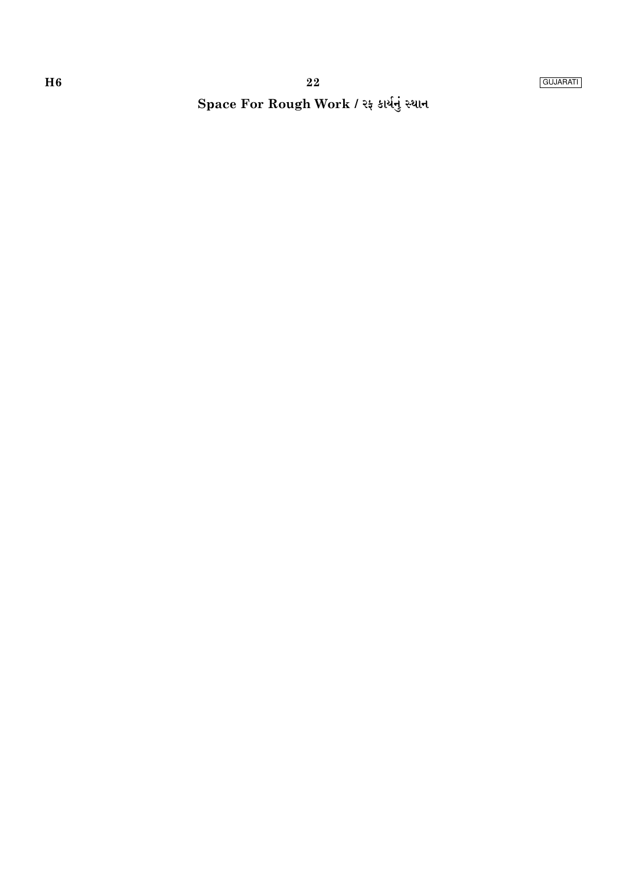**Space For Rough Work / રફ કાર્યનું સ્થાન**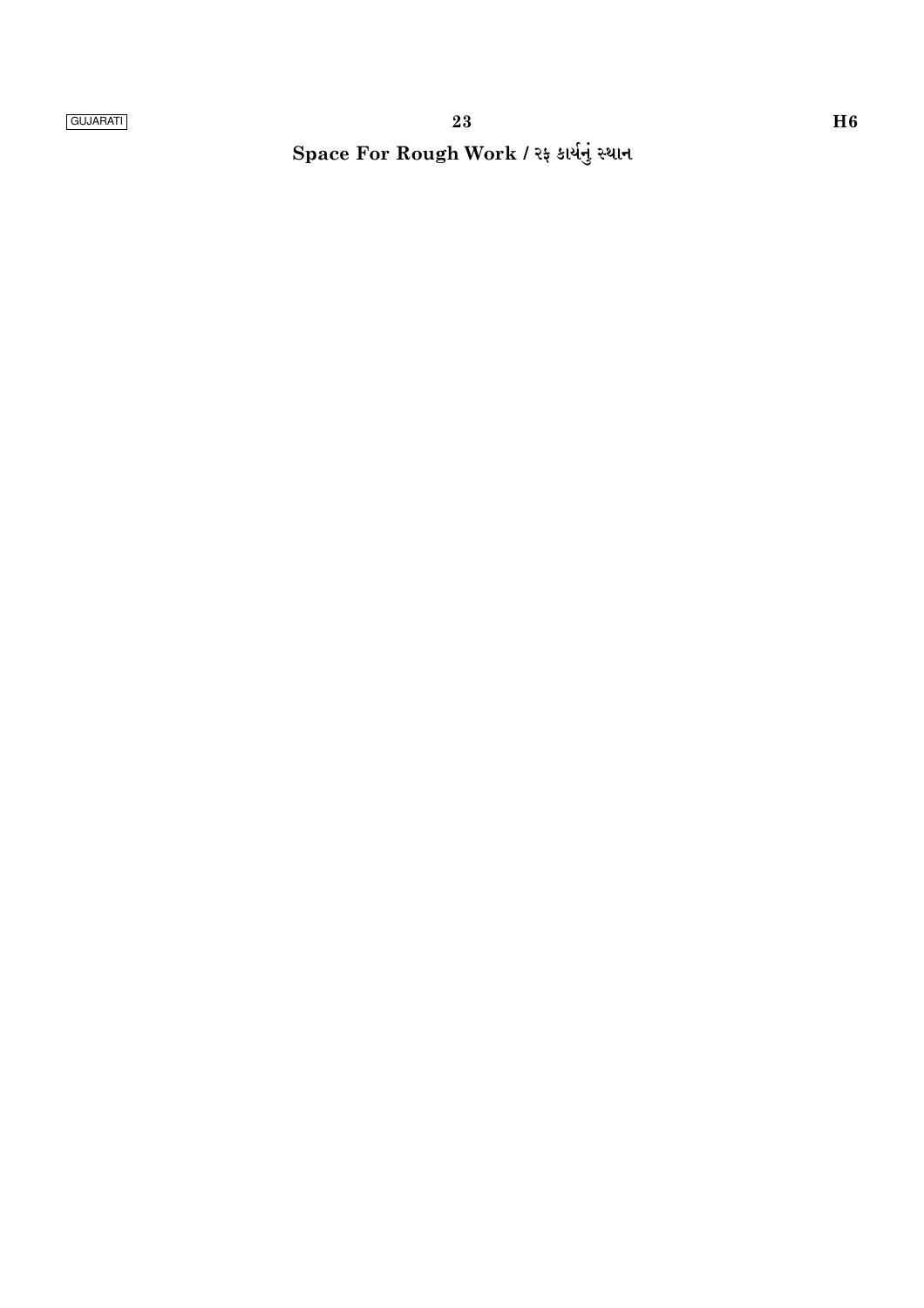**Space For Rough Work / રફ કાર્યનું સ્થાન**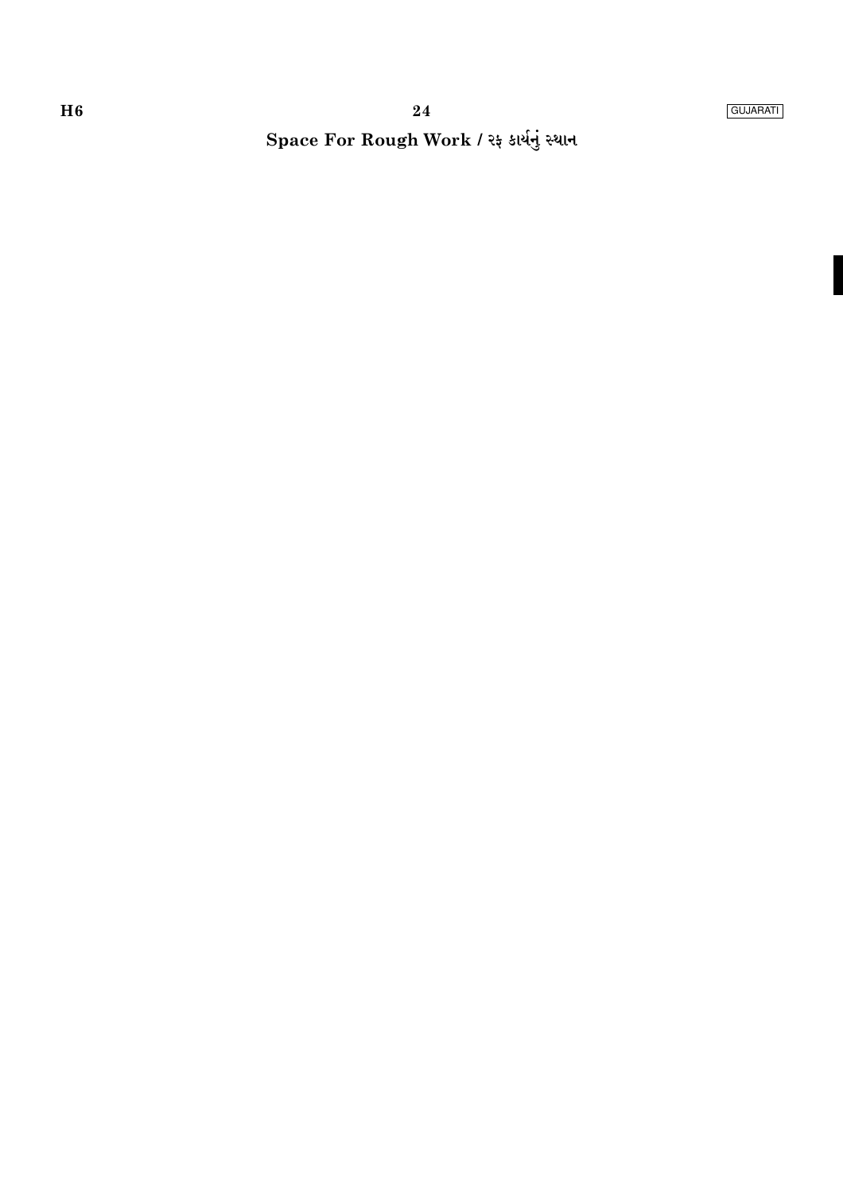Space For Rough Work / રફ કાર્યનું સ્થાન